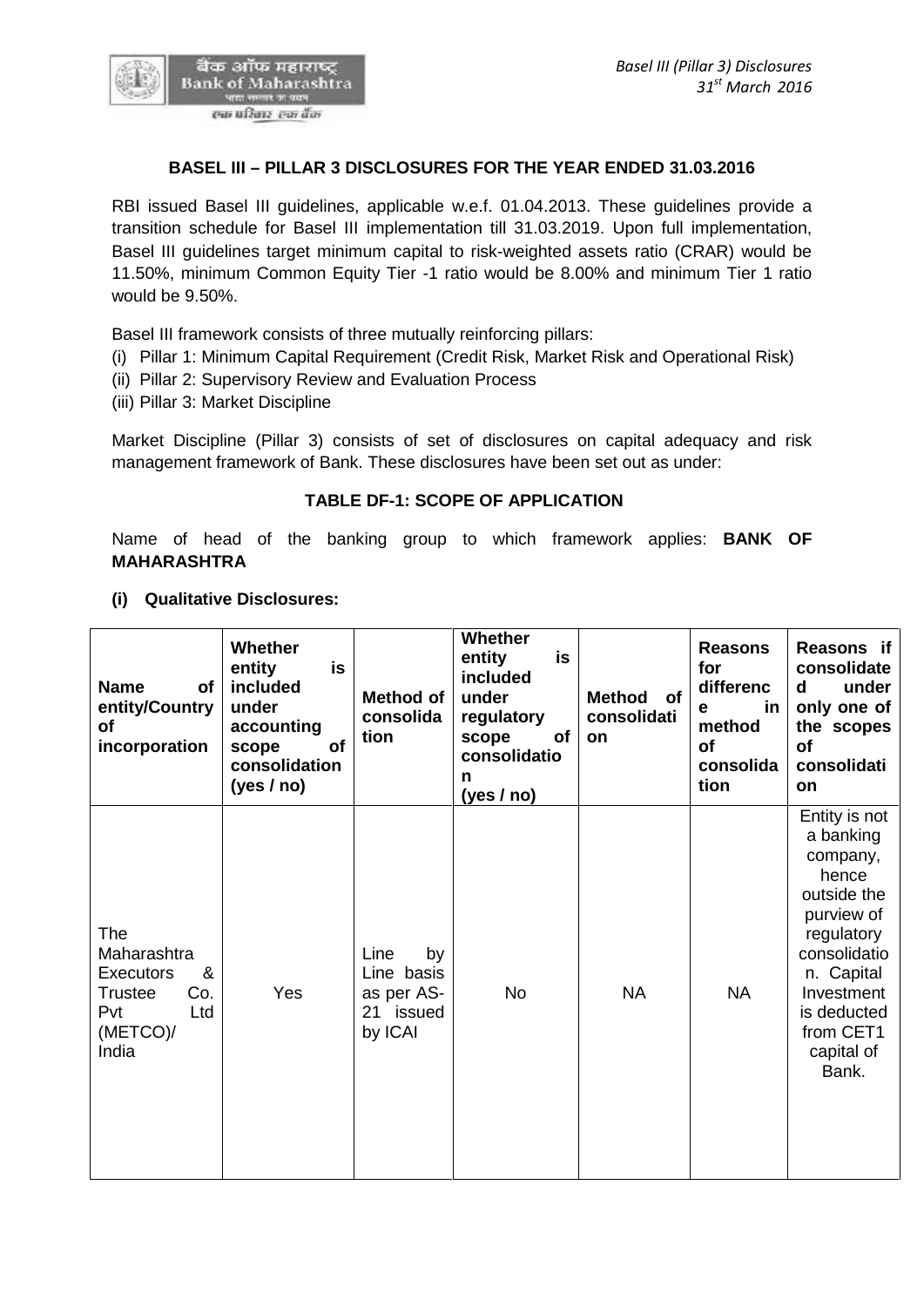## BASEL III – PILLAR 3 DISCLOSURES FOR THE YEAR ENDED 31.03.2016

RBI issued Basel III guidelines, applicable w.e.f. 01.04.2013. These guidelines provide a transition schedule for Basel III implementation till 31.03.2019. Upon full implementation, Basel III guidelines target minimum capital to risk-weighted assets ratio (CRAR) would be 11.50%, minimum Common Equity Tier -1 ratio would be 8.00% and minimum Tier 1 ratio would be 9.50%.

Basel III framework consists of three mutually reinforcing pillars:

(i) Pillar 1: Minimum Capital Requirement (Credit Risk, Market Risk and Operational Risk)
(ii) Pillar 2: Supervisory Review and Evaluation Process
(iii) Pillar 3: Market Discipline

Market Discipline (Pillar 3) consists of set of disclosures on capital adequacy and risk management framework of Bank. These disclosures have been set out as under:

### TABLE DF-1: SCOPE OF APPLICATION

Name of head of the banking group to which framework applies: **BANK OF MAHARASHTRA**

**(i) Qualitative Disclosures:**

| Name of entity/Country of incorporation | Whether entity is included under accounting scope of consolidation (yes / no) | Method of consolidation | Whether entity is included under regulatory scope of consolidation (yes / no) | Method of consolidation | Reasons for difference in method of consolidation | Reasons if consolidated under only one of the scopes of consolidation |
|---|---|---|---|---|---|---|
| The Maharashtra Executors & Trustee Co. Pvt Ltd (METCO)/ India | Yes | Line by Line basis as per AS-21 issued by ICAI | No | NA | NA | Entity is not a banking company, hence outside the purview of regulatory consolidation. Capital Investment is deducted from CET1 capital of Bank. |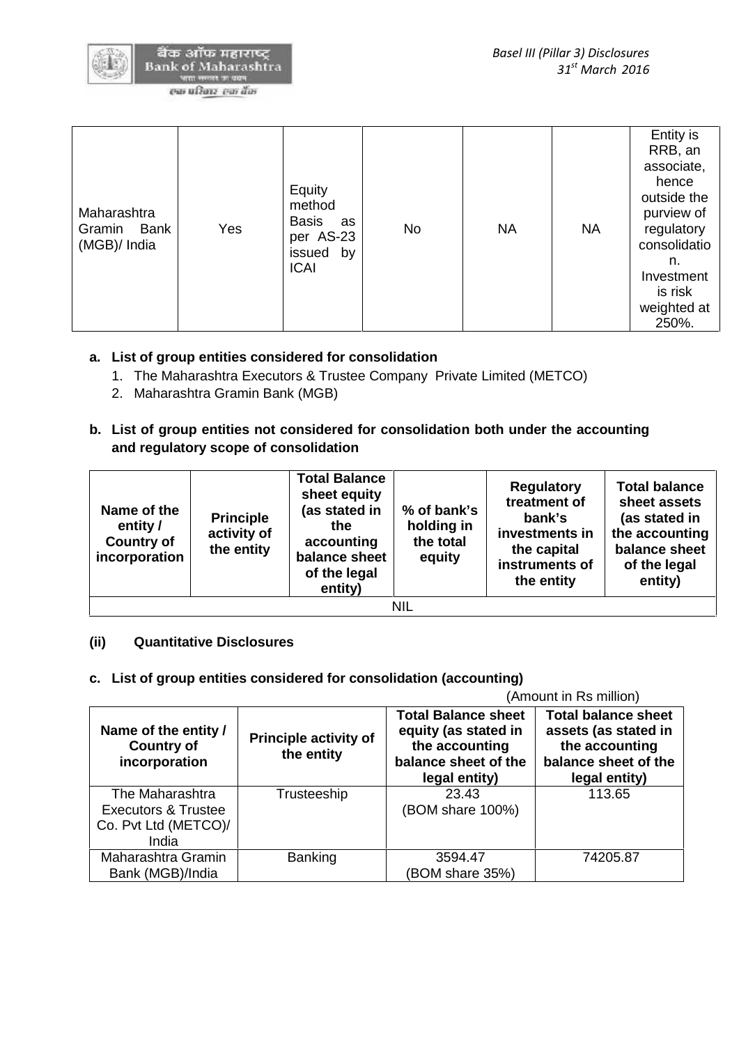| Maharashtra Gramin Bank (MGB)/ India | Yes | Equity method Basis as per AS-23 issued by ICAI | No | NA | NA | Entity is RRB, an associate, hence outside the purview of regulatory consolidation. Investment is risk weighted at 250%. |
|---|---|---|---|---|---|---|

**a. List of group entities considered for consolidation**

1. The Maharashtra Executors & Trustee Company Private Limited (METCO)
2. Maharashtra Gramin Bank (MGB)

**b. List of group entities not considered for consolidation both under the accounting and regulatory scope of consolidation**

| Name of the entity / Country of incorporation | Principle activity of the entity | Total Balance sheet equity (as stated in the accounting balance sheet of the legal entity) | % of bank's holding in the total equity | Regulatory treatment of bank's investments in the capital instruments of the entity | Total balance sheet assets (as stated in the accounting balance sheet of the legal entity) |
|---|---|---|---|---|---|
| NIL | | | | | |

**(ii) Quantitative Disclosures**

**c. List of group entities considered for consolidation (accounting)**

(Amount in Rs million)

| Name of the entity / Country of incorporation | Principle activity of the entity | Total Balance sheet equity (as stated in the accounting balance sheet of the legal entity) | Total balance sheet assets (as stated in the accounting balance sheet of the legal entity) |
|---|---|---|---|
| The Maharashtra Executors & Trustee Co. Pvt Ltd (METCO)/ India | Trusteeship | 23.43 (BOM share 100%) | 113.65 |
| Maharashtra Gramin Bank (MGB)/India | Banking | 3594.47 (BOM share 35%) | 74205.87 |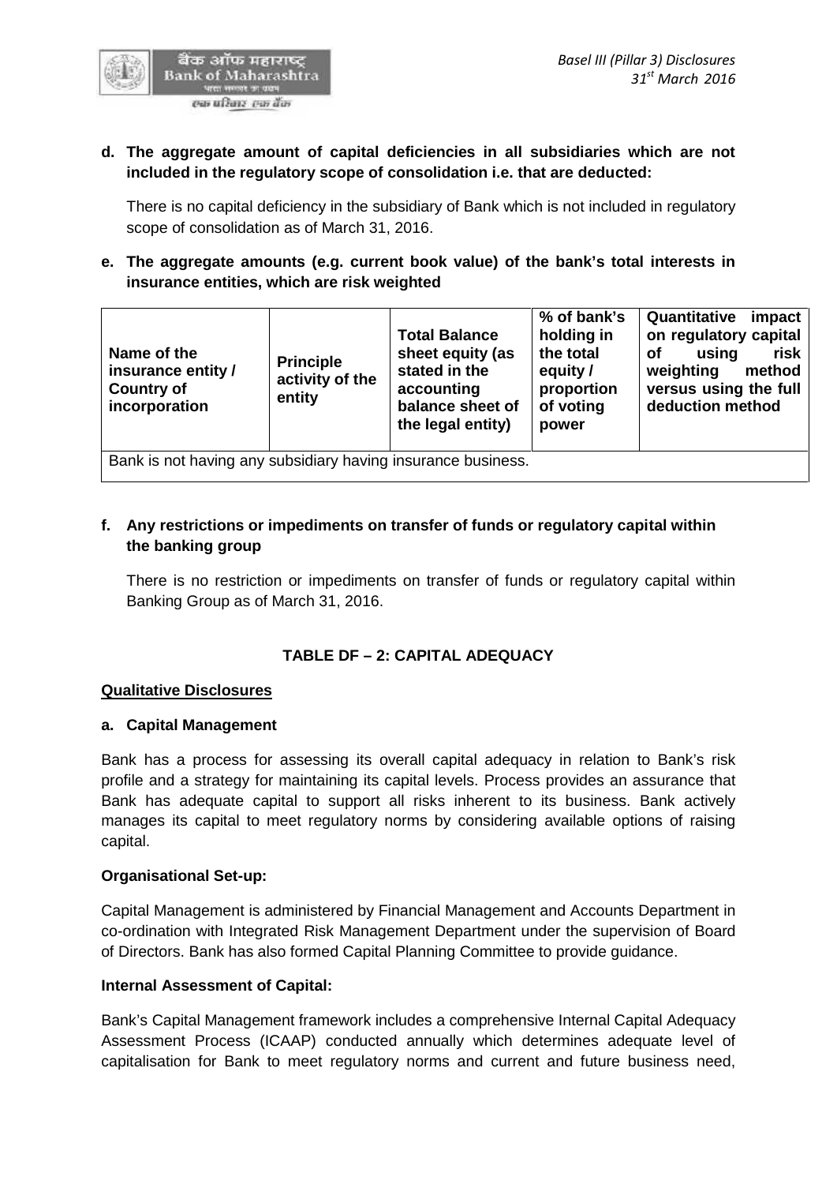**d. The aggregate amount of capital deficiencies in all subsidiaries which are not included in the regulatory scope of consolidation i.e. that are deducted:**

There is no capital deficiency in the subsidiary of Bank which is not included in regulatory scope of consolidation as of March 31, 2016.

**e. The aggregate amounts (e.g. current book value) of the bank's total interests in insurance entities, which are risk weighted**

| Name of the insurance entity / Country of incorporation | Principle activity of the entity | Total Balance sheet equity (as stated in the accounting balance sheet of the legal entity) | % of bank's holding in the total equity / proportion of voting power | Quantitative impact on regulatory capital of using risk weighting method versus using the full deduction method |
|---|---|---|---|---|
| Bank is not having any subsidiary having insurance business. | | | | |

**f. Any restrictions or impediments on transfer of funds or regulatory capital within the banking group**

There is no restriction or impediments on transfer of funds or regulatory capital within Banking Group as of March 31, 2016.

## TABLE DF – 2: CAPITAL ADEQUACY

**Qualitative Disclosures**

**a. Capital Management**

Bank has a process for assessing its overall capital adequacy in relation to Bank's risk profile and a strategy for maintaining its capital levels. Process provides an assurance that Bank has adequate capital to support all risks inherent to its business. Bank actively manages its capital to meet regulatory norms by considering available options of raising capital.

**Organisational Set-up:**

Capital Management is administered by Financial Management and Accounts Department in co-ordination with Integrated Risk Management Department under the supervision of Board of Directors. Bank has also formed Capital Planning Committee to provide guidance.

**Internal Assessment of Capital:**

Bank's Capital Management framework includes a comprehensive Internal Capital Adequacy Assessment Process (ICAAP) conducted annually which determines adequate level of capitalisation for Bank to meet regulatory norms and current and future business need,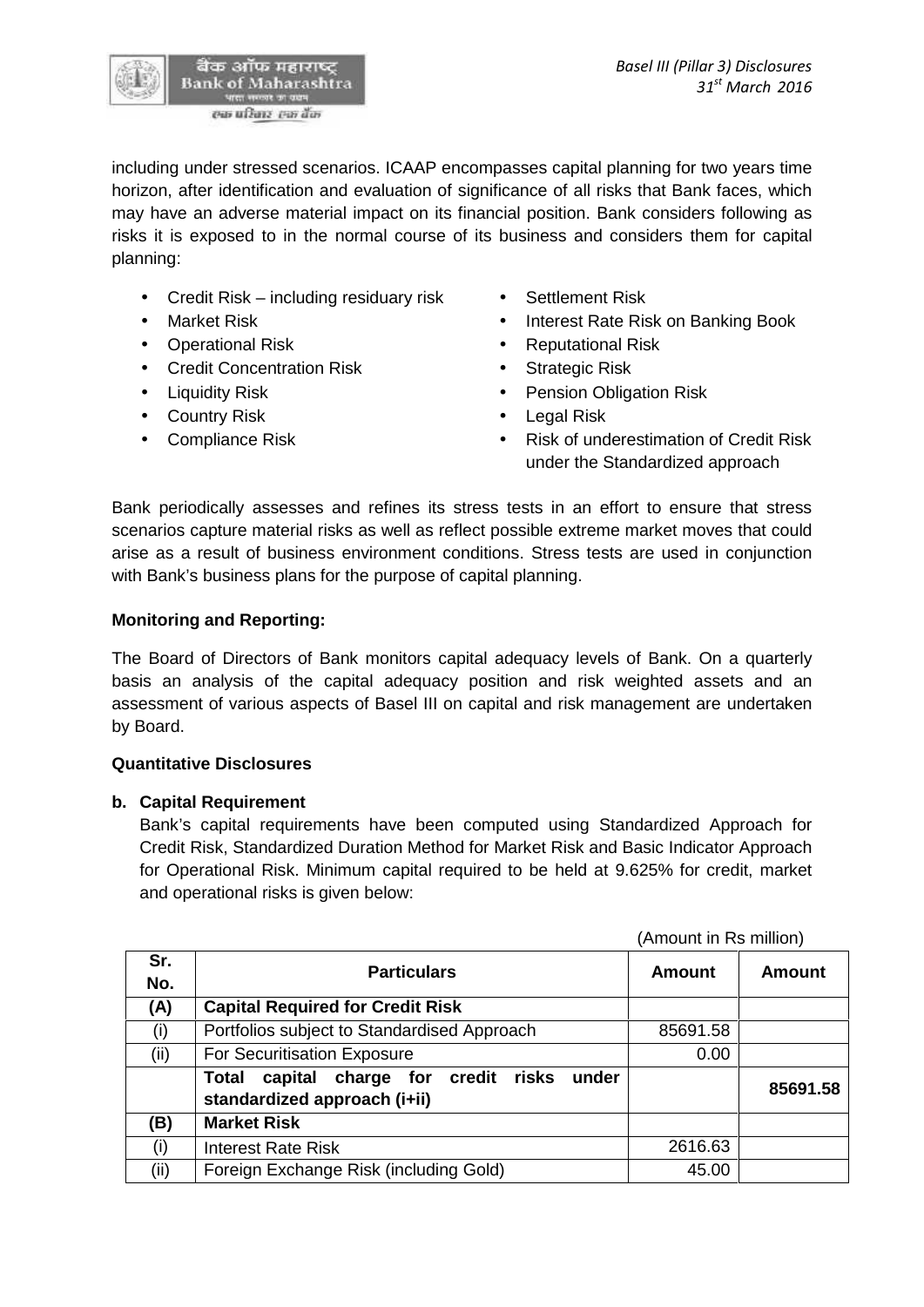including under stressed scenarios. ICAAP encompasses capital planning for two years time horizon, after identification and evaluation of significance of all risks that Bank faces, which may have an adverse material impact on its financial position. Bank considers following as risks it is exposed to in the normal course of its business and considers them for capital planning:

- Credit Risk – including residuary risk
- Market Risk
- Operational Risk
- Credit Concentration Risk
- Liquidity Risk
- Country Risk
- Compliance Risk
- Settlement Risk
- Interest Rate Risk on Banking Book
- Reputational Risk
- Strategic Risk
- Pension Obligation Risk
- Legal Risk
- Risk of underestimation of Credit Risk under the Standardized approach

Bank periodically assesses and refines its stress tests in an effort to ensure that stress scenarios capture material risks as well as reflect possible extreme market moves that could arise as a result of business environment conditions. Stress tests are used in conjunction with Bank's business plans for the purpose of capital planning.

**Monitoring and Reporting:**

The Board of Directors of Bank monitors capital adequacy levels of Bank. On a quarterly basis an analysis of the capital adequacy position and risk weighted assets and an assessment of various aspects of Basel III on capital and risk management are undertaken by Board.

**Quantitative Disclosures**

**b. Capital Requirement**

Bank's capital requirements have been computed using Standardized Approach for Credit Risk, Standardized Duration Method for Market Risk and Basic Indicator Approach for Operational Risk. Minimum capital required to be held at 9.625% for credit, market and operational risks is given below:

(Amount in Rs million)

| Sr. No. | Particulars | Amount | Amount |
|---|---|---|---|
| **(A)** | **Capital Required for Credit Risk** | | |
| (i) | Portfolios subject to Standardised Approach | 85691.58 | |
| (ii) | For Securitisation Exposure | 0.00 | |
| | **Total capital charge for credit risks under standardized approach (i+ii)** | | **85691.58** |
| **(B)** | **Market Risk** | | |
| (i) | Interest Rate Risk | 2616.63 | |
| (ii) | Foreign Exchange Risk (including Gold) | 45.00 | |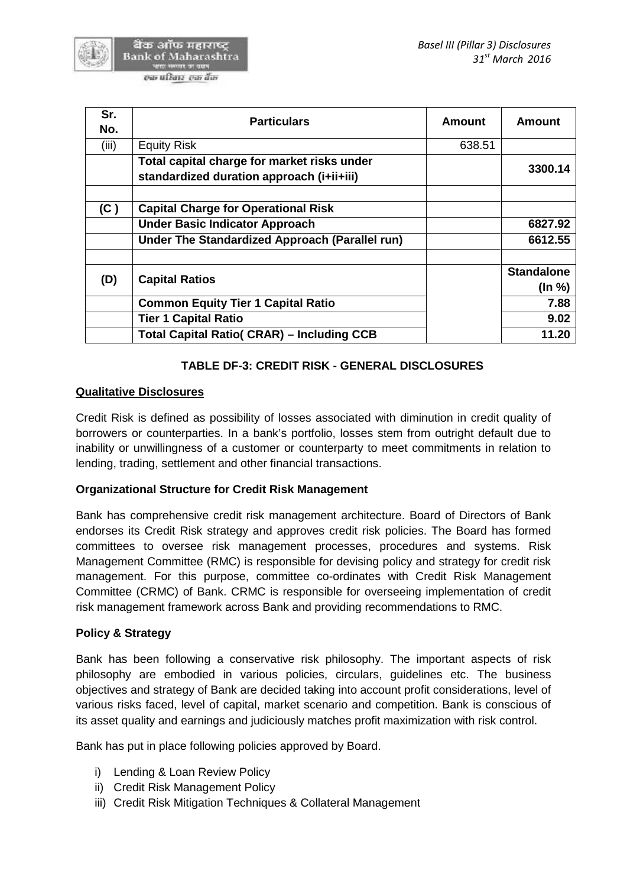| Sr. No. | Particulars | Amount | Amount |
|---|---|---|---|
| (iii) | Equity Risk | 638.51 | |
| | **Total capital charge for market risks under standardized duration approach (i+ii+iii)** | | **3300.14** |
| | | | |
| **(C )** | **Capital Charge for Operational Risk** | | |
| | **Under Basic Indicator Approach** | | **6827.92** |
| | **Under The Standardized Approach (Parallel run)** | | **6612.55** |
| | | | |
| **(D)** | **Capital Ratios** | | **Standalone (In %)** |
| | **Common Equity Tier 1 Capital Ratio** | | **7.88** |
| | **Tier 1 Capital Ratio** | | **9.02** |
| | **Total Capital Ratio( CRAR) – Including CCB** | | **11.20** |

## TABLE DF-3: CREDIT RISK - GENERAL DISCLOSURES

**Qualitative Disclosures**

Credit Risk is defined as possibility of losses associated with diminution in credit quality of borrowers or counterparties. In a bank's portfolio, losses stem from outright default due to inability or unwillingness of a customer or counterparty to meet commitments in relation to lending, trading, settlement and other financial transactions.

**Organizational Structure for Credit Risk Management**

Bank has comprehensive credit risk management architecture. Board of Directors of Bank endorses its Credit Risk strategy and approves credit risk policies. The Board has formed committees to oversee risk management processes, procedures and systems. Risk Management Committee (RMC) is responsible for devising policy and strategy for credit risk management. For this purpose, committee co-ordinates with Credit Risk Management Committee (CRMC) of Bank. CRMC is responsible for overseeing implementation of credit risk management framework across Bank and providing recommendations to RMC.

**Policy & Strategy**

Bank has been following a conservative risk philosophy. The important aspects of risk philosophy are embodied in various policies, circulars, guidelines etc. The business objectives and strategy of Bank are decided taking into account profit considerations, level of various risks faced, level of capital, market scenario and competition. Bank is conscious of its asset quality and earnings and judiciously matches profit maximization with risk control.

Bank has put in place following policies approved by Board.

i) Lending & Loan Review Policy
ii) Credit Risk Management Policy
iii) Credit Risk Mitigation Techniques & Collateral Management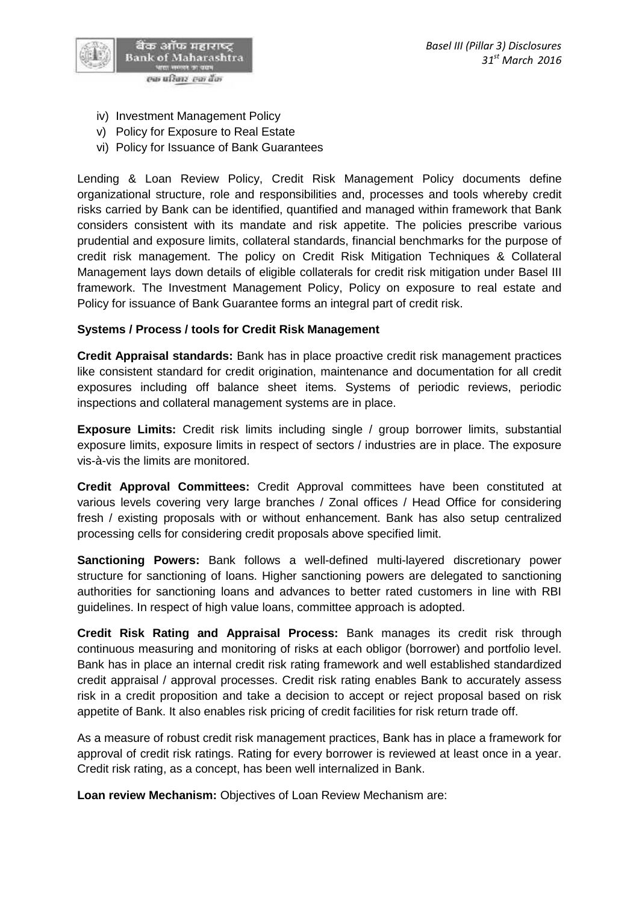iv) Investment Management Policy
v) Policy for Exposure to Real Estate
vi) Policy for Issuance of Bank Guarantees

Lending & Loan Review Policy, Credit Risk Management Policy documents define organizational structure, role and responsibilities and, processes and tools whereby credit risks carried by Bank can be identified, quantified and managed within framework that Bank considers consistent with its mandate and risk appetite. The policies prescribe various prudential and exposure limits, collateral standards, financial benchmarks for the purpose of credit risk management. The policy on Credit Risk Mitigation Techniques & Collateral Management lays down details of eligible collaterals for credit risk mitigation under Basel III framework. The Investment Management Policy, Policy on exposure to real estate and Policy for issuance of Bank Guarantee forms an integral part of credit risk.

**Systems / Process / tools for Credit Risk Management**

**Credit Appraisal standards:** Bank has in place proactive credit risk management practices like consistent standard for credit origination, maintenance and documentation for all credit exposures including off balance sheet items. Systems of periodic reviews, periodic inspections and collateral management systems are in place.

**Exposure Limits:** Credit risk limits including single / group borrower limits, substantial exposure limits, exposure limits in respect of sectors / industries are in place. The exposure vis-à-vis the limits are monitored.

**Credit Approval Committees:** Credit Approval committees have been constituted at various levels covering very large branches / Zonal offices / Head Office for considering fresh / existing proposals with or without enhancement. Bank has also setup centralized processing cells for considering credit proposals above specified limit.

**Sanctioning Powers:** Bank follows a well-defined multi-layered discretionary power structure for sanctioning of loans. Higher sanctioning powers are delegated to sanctioning authorities for sanctioning loans and advances to better rated customers in line with RBI guidelines. In respect of high value loans, committee approach is adopted.

**Credit Risk Rating and Appraisal Process:** Bank manages its credit risk through continuous measuring and monitoring of risks at each obligor (borrower) and portfolio level. Bank has in place an internal credit risk rating framework and well established standardized credit appraisal / approval processes. Credit risk rating enables Bank to accurately assess risk in a credit proposition and take a decision to accept or reject proposal based on risk appetite of Bank. It also enables risk pricing of credit facilities for risk return trade off.

As a measure of robust credit risk management practices, Bank has in place a framework for approval of credit risk ratings. Rating for every borrower is reviewed at least once in a year. Credit risk rating, as a concept, has been well internalized in Bank.

**Loan review Mechanism:** Objectives of Loan Review Mechanism are: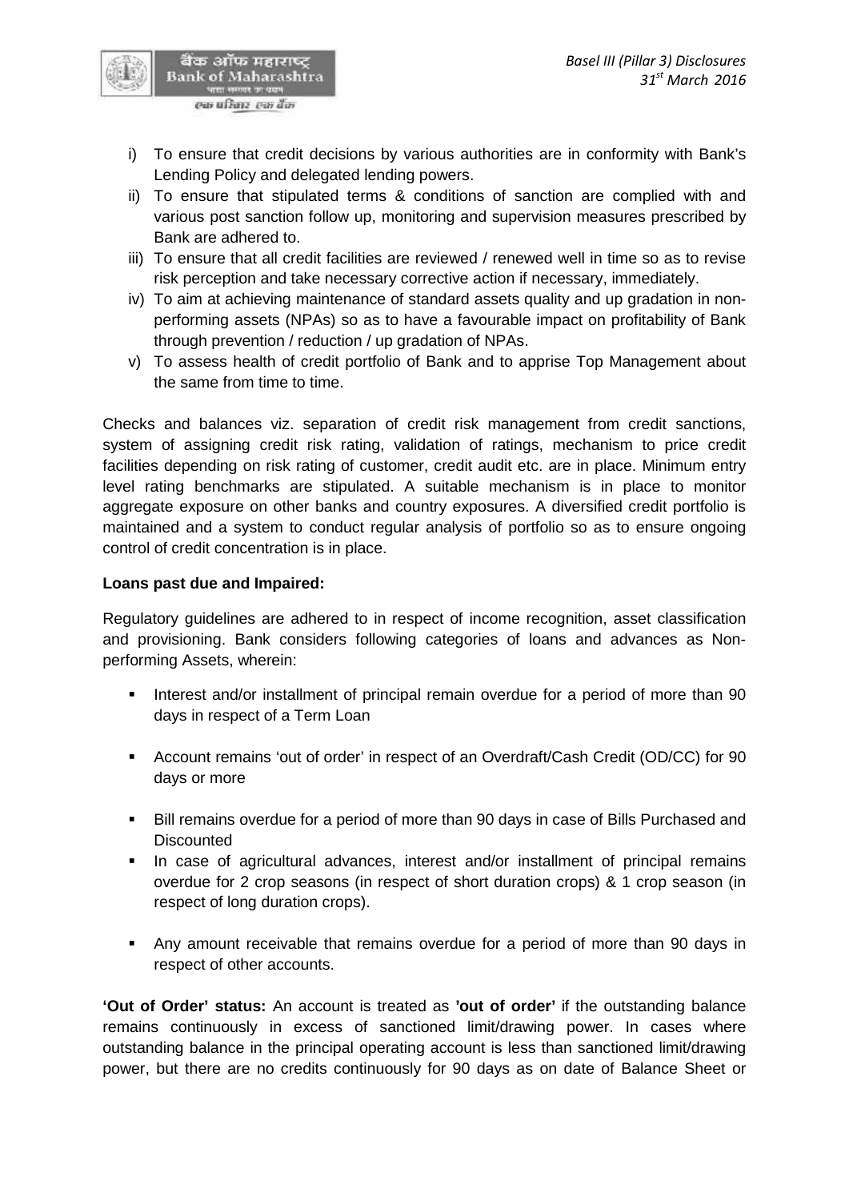i) To ensure that credit decisions by various authorities are in conformity with Bank's Lending Policy and delegated lending powers.
ii) To ensure that stipulated terms & conditions of sanction are complied with and various post sanction follow up, monitoring and supervision measures prescribed by Bank are adhered to.
iii) To ensure that all credit facilities are reviewed / renewed well in time so as to revise risk perception and take necessary corrective action if necessary, immediately.
iv) To aim at achieving maintenance of standard assets quality and up gradation in non-performing assets (NPAs) so as to have a favourable impact on profitability of Bank through prevention / reduction / up gradation of NPAs.
v) To assess health of credit portfolio of Bank and to apprise Top Management about the same from time to time.

Checks and balances viz. separation of credit risk management from credit sanctions, system of assigning credit risk rating, validation of ratings, mechanism to price credit facilities depending on risk rating of customer, credit audit etc. are in place. Minimum entry level rating benchmarks are stipulated. A suitable mechanism is in place to monitor aggregate exposure on other banks and country exposures. A diversified credit portfolio is maintained and a system to conduct regular analysis of portfolio so as to ensure ongoing control of credit concentration is in place.

**Loans past due and Impaired:**

Regulatory guidelines are adhered to in respect of income recognition, asset classification and provisioning. Bank considers following categories of loans and advances as Non-performing Assets, wherein:

- Interest and/or installment of principal remain overdue for a period of more than 90 days in respect of a Term Loan
- Account remains 'out of order' in respect of an Overdraft/Cash Credit (OD/CC) for 90 days or more
- Bill remains overdue for a period of more than 90 days in case of Bills Purchased and Discounted
- In case of agricultural advances, interest and/or installment of principal remains overdue for 2 crop seasons (in respect of short duration crops) & 1 crop season (in respect of long duration crops).
- Any amount receivable that remains overdue for a period of more than 90 days in respect of other accounts.

**'Out of Order' status:** An account is treated as **'out of order'** if the outstanding balance remains continuously in excess of sanctioned limit/drawing power. In cases where outstanding balance in the principal operating account is less than sanctioned limit/drawing power, but there are no credits continuously for 90 days as on date of Balance Sheet or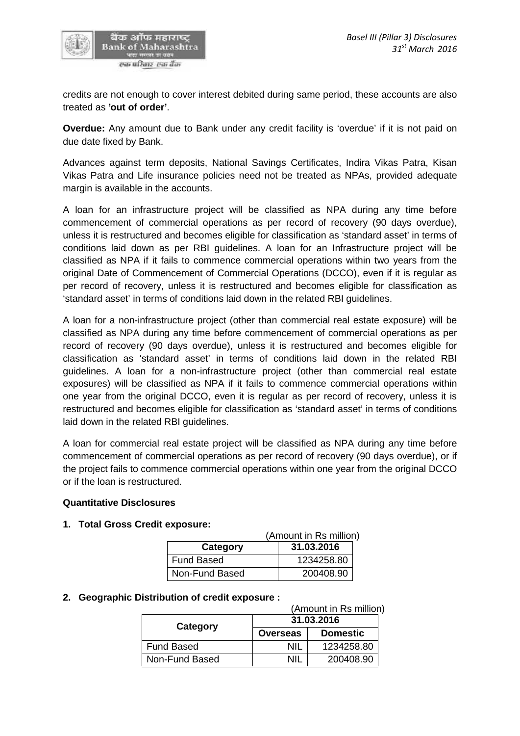credits are not enough to cover interest debited during same period, these accounts are also treated as **'out of order'**.

**Overdue:** Any amount due to Bank under any credit facility is 'overdue' if it is not paid on due date fixed by Bank.

Advances against term deposits, National Savings Certificates, Indira Vikas Patra, Kisan Vikas Patra and Life insurance policies need not be treated as NPAs, provided adequate margin is available in the accounts.

A loan for an infrastructure project will be classified as NPA during any time before commencement of commercial operations as per record of recovery (90 days overdue), unless it is restructured and becomes eligible for classification as 'standard asset' in terms of conditions laid down as per RBI guidelines. A loan for an Infrastructure project will be classified as NPA if it fails to commence commercial operations within two years from the original Date of Commencement of Commercial Operations (DCCO), even if it is regular as per record of recovery, unless it is restructured and becomes eligible for classification as 'standard asset' in terms of conditions laid down in the related RBI guidelines.

A loan for a non-infrastructure project (other than commercial real estate exposure) will be classified as NPA during any time before commencement of commercial operations as per record of recovery (90 days overdue), unless it is restructured and becomes eligible for classification as 'standard asset' in terms of conditions laid down in the related RBI guidelines. A loan for a non-infrastructure project (other than commercial real estate exposures) will be classified as NPA if it fails to commence commercial operations within one year from the original DCCO, even it is regular as per record of recovery, unless it is restructured and becomes eligible for classification as 'standard asset' in terms of conditions laid down in the related RBI guidelines.

A loan for commercial real estate project will be classified as NPA during any time before commencement of commercial operations as per record of recovery (90 days overdue), or if the project fails to commence commercial operations within one year from the original DCCO or if the loan is restructured.

**Quantitative Disclosures**

**1. Total Gross Credit exposure:**

(Amount in Rs million)

| Category | 31.03.2016 |
|---|---|
| Fund Based | 1234258.80 |
| Non-Fund Based | 200408.90 |

**2. Geographic Distribution of credit exposure :**

(Amount in Rs million)

| Category | 31.03.2016 | |
|---|---|---|
| | Overseas | Domestic |
| Fund Based | NIL | 1234258.80 |
| Non-Fund Based | NIL | 200408.90 |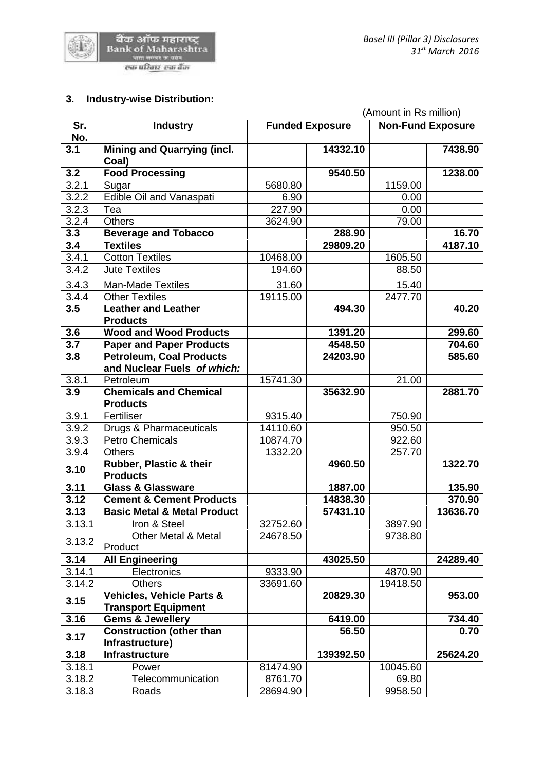### 3. Industry-wise Distribution:

(Amount in Rs million)

| Sr. No. | Industry | Funded Exposure | | Non-Fund Exposure | |
|---|---|---|---|---|---|
| **3.1** | **Mining and Quarrying (incl. Coal)** | | **14332.10** | | **7438.90** |
| **3.2** | **Food Processing** | | **9540.50** | | **1238.00** |
| 3.2.1 | Sugar | 5680.80 | | 1159.00 | |
| 3.2.2 | Edible Oil and Vanaspati | 6.90 | | 0.00 | |
| 3.2.3 | Tea | 227.90 | | 0.00 | |
| 3.2.4 | Others | 3624.90 | | 79.00 | |
| **3.3** | **Beverage and Tobacco** | | **288.90** | | **16.70** |
| **3.4** | **Textiles** | | **29809.20** | | **4187.10** |
| 3.4.1 | Cotton Textiles | 10468.00 | | 1605.50 | |
| 3.4.2 | Jute Textiles | 194.60 | | 88.50 | |
| 3.4.3 | Man-Made Textiles | 31.60 | | 15.40 | |
| 3.4.4 | Other Textiles | 19115.00 | | 2477.70 | |
| **3.5** | **Leather and Leather Products** | | **494.30** | | **40.20** |
| **3.6** | **Wood and Wood Products** | | **1391.20** | | **299.60** |
| **3.7** | **Paper and Paper Products** | | **4548.50** | | **704.60** |
| **3.8** | **Petroleum, Coal Products and Nuclear Fuels** ***of which:*** | | **24203.90** | | **585.60** |
| 3.8.1 | Petroleum | 15741.30 | | 21.00 | |
| **3.9** | **Chemicals and Chemical Products** | | **35632.90** | | **2881.70** |
| 3.9.1 | Fertiliser | 9315.40 | | 750.90 | |
| 3.9.2 | Drugs & Pharmaceuticals | 14110.60 | | 950.50 | |
| 3.9.3 | Petro Chemicals | 10874.70 | | 922.60 | |
| 3.9.4 | Others | 1332.20 | | 257.70 | |
| **3.10** | **Rubber, Plastic & their Products** | | **4960.50** | | **1322.70** |
| **3.11** | **Glass & Glassware** | | **1887.00** | | **135.90** |
| **3.12** | **Cement & Cement Products** | | **14838.30** | | **370.90** |
| **3.13** | **Basic Metal & Metal Product** | | **57431.10** | | **13636.70** |
| 3.13.1 | Iron & Steel | 32752.60 | | 3897.90 | |
| 3.13.2 | Other Metal & Metal Product | 24678.50 | | 9738.80 | |
| **3.14** | **All Engineering** | | **43025.50** | | **24289.40** |
| 3.14.1 | Electronics | 9333.90 | | 4870.90 | |
| 3.14.2 | Others | 33691.60 | | 19418.50 | |
| **3.15** | **Vehicles, Vehicle Parts & Transport Equipment** | | **20829.30** | | **953.00** |
| **3.16** | **Gems & Jewellery** | | **6419.00** | | **734.40** |
| **3.17** | **Construction (other than Infrastructure)** | | **56.50** | | **0.70** |
| **3.18** | **Infrastructure** | | **139392.50** | | **25624.20** |
| 3.18.1 | Power | 81474.90 | | 10045.60 | |
| 3.18.2 | Telecommunication | 8761.70 | | 69.80 | |
| 3.18.3 | Roads | 28694.90 | | 9958.50 | |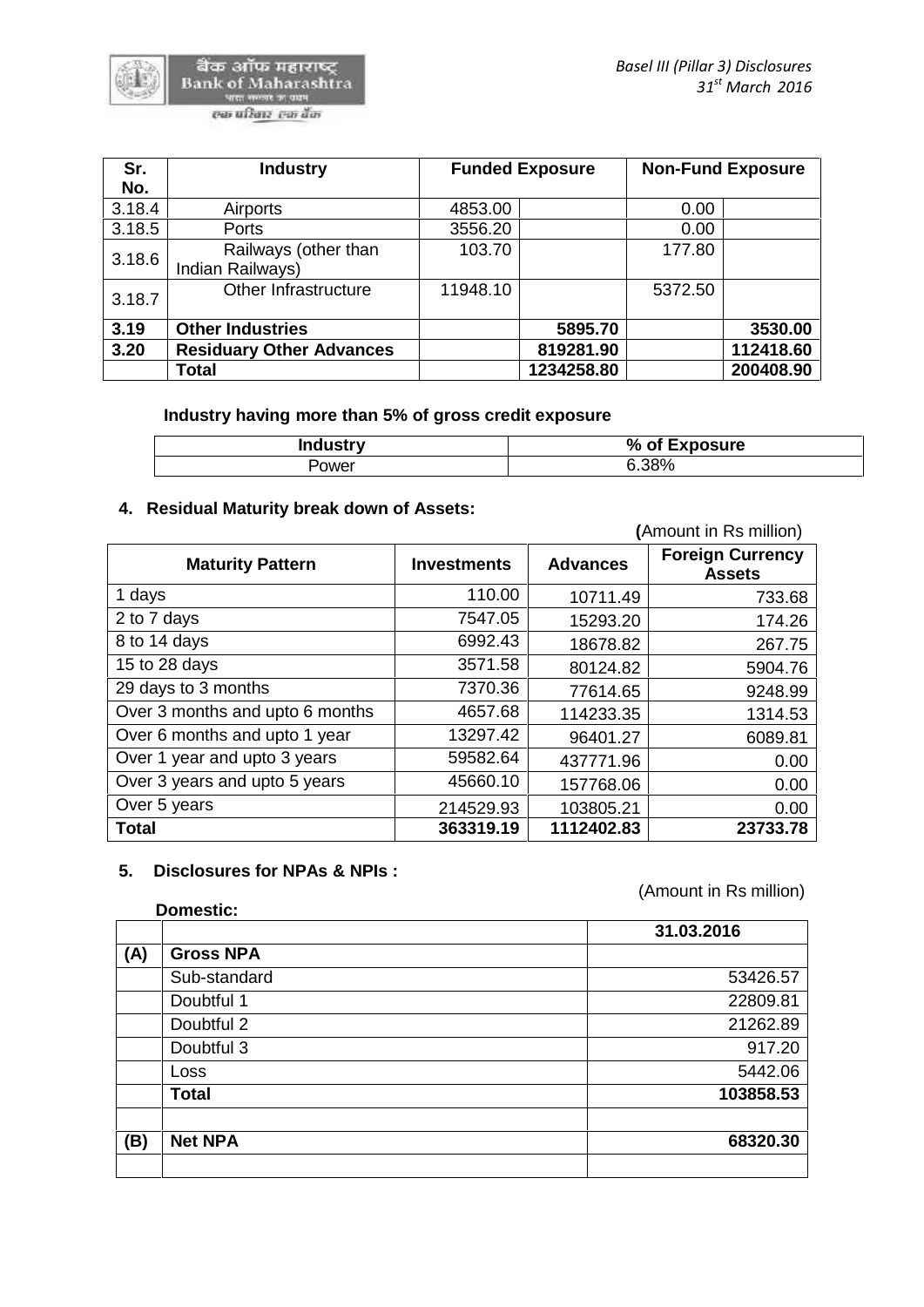| Sr. No. | Industry | Funded Exposure | | Non-Fund Exposure | |
|---|---|---|---|---|---|
| 3.18.4 | Airports | 4853.00 | | 0.00 | |
| 3.18.5 | Ports | 3556.20 | | 0.00 | |
| 3.18.6 | Railways (other than Indian Railways) | 103.70 | | 177.80 | |
| 3.18.7 | Other Infrastructure | 11948.10 | | 5372.50 | |
| **3.19** | **Other Industries** | | **5895.70** | | **3530.00** |
| **3.20** | **Residuary Other Advances** | | **819281.90** | | **112418.60** |
| | **Total** | | **1234258.80** | | **200408.90** |

**Industry having more than 5% of gross credit exposure**

| Industry | % of Exposure |
|---|---|
| Power | 6.38% |

## 4. Residual Maturity break down of Assets:

(Amount in Rs million)

| Maturity Pattern | Investments | Advances | Foreign Currency Assets |
|---|---|---|---|
| 1 days | 110.00 | 10711.49 | 733.68 |
| 2 to 7 days | 7547.05 | 15293.20 | 174.26 |
| 8 to 14 days | 6992.43 | 18678.82 | 267.75 |
| 15 to 28 days | 3571.58 | 80124.82 | 5904.76 |
| 29 days to 3 months | 7370.36 | 77614.65 | 9248.99 |
| Over 3 months and upto 6 months | 4657.68 | 114233.35 | 1314.53 |
| Over 6 months and upto 1 year | 13297.42 | 96401.27 | 6089.81 |
| Over 1 year and upto 3 years | 59582.64 | 437771.96 | 0.00 |
| Over 3 years and upto 5 years | 45660.10 | 157768.06 | 0.00 |
| Over 5 years | 214529.93 | 103805.21 | 0.00 |
| **Total** | **363319.19** | **1112402.83** | **23733.78** |

## 5. Disclosures for NPAs & NPIs :

(Amount in Rs million)

**Domestic:**

| | | 31.03.2016 |
|---|---|---|
| **(A)** | **Gross NPA** | |
| | Sub-standard | 53426.57 |
| | Doubtful 1 | 22809.81 |
| | Doubtful 2 | 21262.89 |
| | Doubtful 3 | 917.20 |
| | Loss | 5442.06 |
| | **Total** | **103858.53** |
| | | |
| **(B)** | **Net NPA** | **68320.30** |
| | | |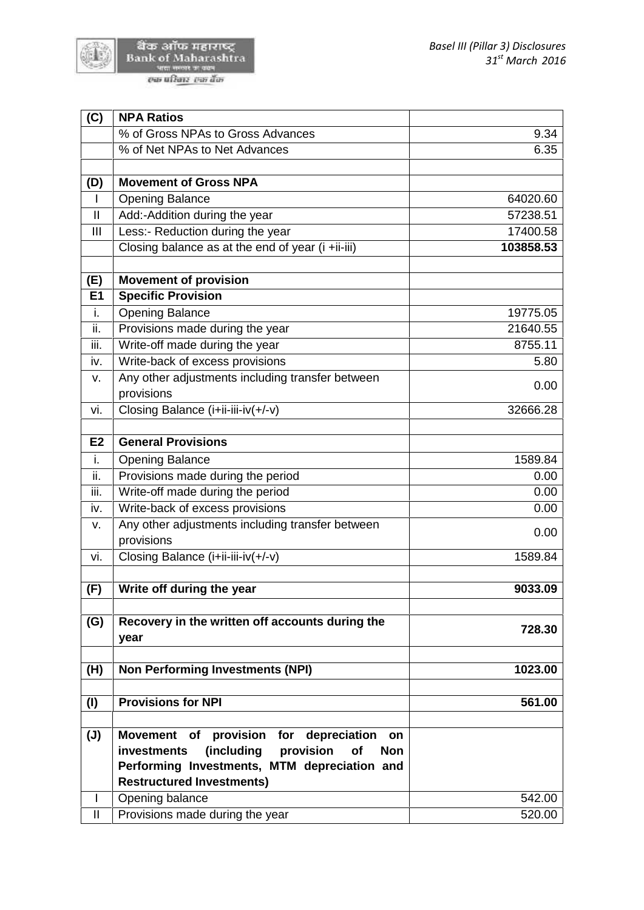| (C) | **NPA Ratios** | |
|---|---|---|
| | % of Gross NPAs to Gross Advances | 9.34 |
| | % of Net NPAs to Net Advances | 6.35 |
| | | |
| **(D)** | **Movement of Gross NPA** | |
| I | Opening Balance | 64020.60 |
| II | Add:-Addition during the year | 57238.51 |
| III | Less:- Reduction during the year | 17400.58 |
| | Closing balance as at the end of year (i +ii-iii) | **103858.53** |
| | | |
| **(E)** | **Movement of provision** | |
| **E1** | **Specific Provision** | |
| i. | Opening Balance | 19775.05 |
| ii. | Provisions made during the year | 21640.55 |
| iii. | Write-off made during the year | 8755.11 |
| iv. | Write-back of excess provisions | 5.80 |
| v. | Any other adjustments including transfer between provisions | 0.00 |
| vi. | Closing Balance (i+ii-iii-iv(+/-v) | 32666.28 |
| | | |
| **E2** | **General Provisions** | |
| i. | Opening Balance | 1589.84 |
| ii. | Provisions made during the period | 0.00 |
| iii. | Write-off made during the period | 0.00 |
| iv. | Write-back of excess provisions | 0.00 |
| v. | Any other adjustments including transfer between provisions | 0.00 |
| vi. | Closing Balance (i+ii-iii-iv(+/-v) | 1589.84 |
| | | |
| **(F)** | **Write off during the year** | **9033.09** |
| | | |
| **(G)** | **Recovery in the written off accounts during the year** | **728.30** |
| | | |
| **(H)** | **Non Performing Investments (NPI)** | **1023.00** |
| | | |
| **(I)** | **Provisions for NPI** | **561.00** |
| | | |
| **(J)** | **Movement of provision for depreciation on investments (including provision of Non Performing Investments, MTM depreciation and Restructured Investments)** | |
| I | Opening balance | 542.00 |
| II | Provisions made during the year | 520.00 |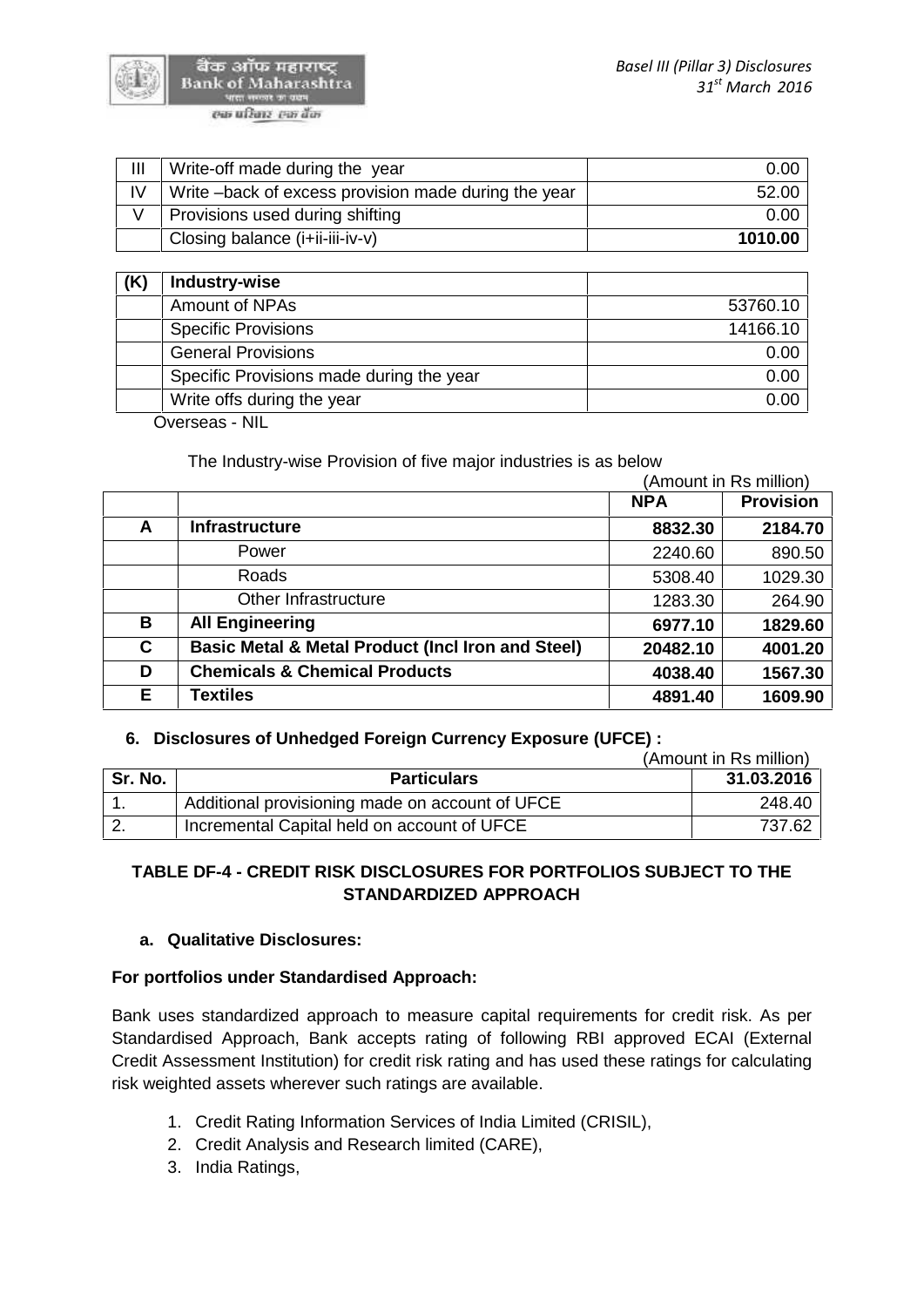| III | Write-off made during the year | 0.00 |
|---|---|---|
| IV | Write –back of excess provision made during the year | 52.00 |
| V | Provisions used during shifting | 0.00 |
| | Closing balance (i+ii-iii-iv-v) | **1010.00** |

| (K) | Industry-wise | |
|---|---|---|
| | Amount of NPAs | 53760.10 |
| | Specific Provisions | 14166.10 |
| | General Provisions | 0.00 |
| | Specific Provisions made during the year | 0.00 |
| | Write offs during the year | 0.00 |

Overseas - NIL

The Industry-wise Provision of five major industries is as below

(Amount in Rs million)

| | | NPA | Provision |
|---|---|---|---|
| **A** | **Infrastructure** | **8832.30** | **2184.70** |
| | Power | 2240.60 | 890.50 |
| | Roads | 5308.40 | 1029.30 |
| | Other Infrastructure | 1283.30 | 264.90 |
| **B** | **All Engineering** | **6977.10** | **1829.60** |
| **C** | **Basic Metal & Metal Product (Incl Iron and Steel)** | **20482.10** | **4001.20** |
| **D** | **Chemicals & Chemical Products** | **4038.40** | **1567.30** |
| **E** | **Textiles** | **4891.40** | **1609.90** |

### 6. Disclosures of Unhedged Foreign Currency Exposure (UFCE) :

(Amount in Rs million)

| Sr. No. | Particulars | 31.03.2016 |
|---|---|---|
| 1. | Additional provisioning made on account of UFCE | 248.40 |
| 2. | Incremental Capital held on account of UFCE | 737.62 |

## TABLE DF-4 - CREDIT RISK DISCLOSURES FOR PORTFOLIOS SUBJECT TO THE STANDARDIZED APPROACH

### a. Qualitative Disclosures:

**For portfolios under Standardised Approach:**

Bank uses standardized approach to measure capital requirements for credit risk. As per Standardised Approach, Bank accepts rating of following RBI approved ECAI (External Credit Assessment Institution) for credit risk rating and has used these ratings for calculating risk weighted assets wherever such ratings are available.

1. Credit Rating Information Services of India Limited (CRISIL),
2. Credit Analysis and Research limited (CARE),
3. India Ratings,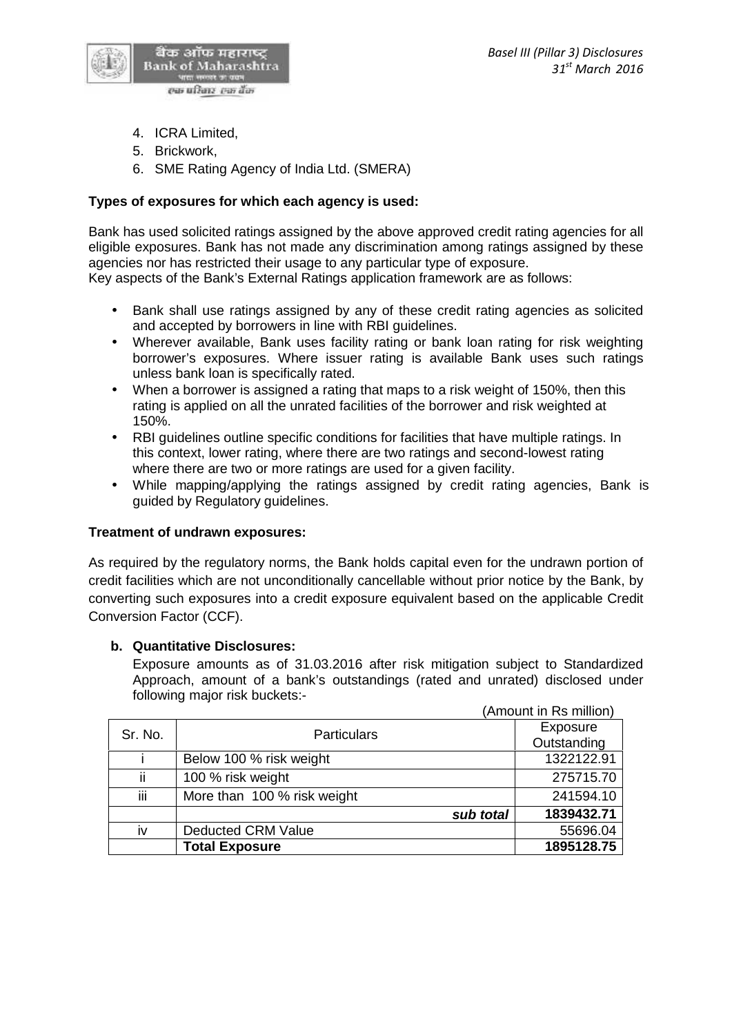4. ICRA Limited,
5. Brickwork,
6. SME Rating Agency of India Ltd. (SMERA)

**Types of exposures for which each agency is used:**

Bank has used solicited ratings assigned by the above approved credit rating agencies for all eligible exposures. Bank has not made any discrimination among ratings assigned by these agencies nor has restricted their usage to any particular type of exposure.
Key aspects of the Bank's External Ratings application framework are as follows:

- Bank shall use ratings assigned by any of these credit rating agencies as solicited and accepted by borrowers in line with RBI guidelines.
- Wherever available, Bank uses facility rating or bank loan rating for risk weighting borrower's exposures. Where issuer rating is available Bank uses such ratings unless bank loan is specifically rated.
- When a borrower is assigned a rating that maps to a risk weight of 150%, then this rating is applied on all the unrated facilities of the borrower and risk weighted at 150%.
- RBI guidelines outline specific conditions for facilities that have multiple ratings. In this context, lower rating, where there are two ratings and second-lowest rating where there are two or more ratings are used for a given facility.
- While mapping/applying the ratings assigned by credit rating agencies, Bank is guided by Regulatory guidelines.

**Treatment of undrawn exposures:**

As required by the regulatory norms, the Bank holds capital even for the undrawn portion of credit facilities which are not unconditionally cancellable without prior notice by the Bank, by converting such exposures into a credit exposure equivalent based on the applicable Credit Conversion Factor (CCF).

**b. Quantitative Disclosures:**

Exposure amounts as of 31.03.2016 after risk mitigation subject to Standardized Approach, amount of a bank's outstandings (rated and unrated) disclosed under following major risk buckets:-

(Amount in Rs million)

| Sr. No. | Particulars | Exposure Outstanding |
|---|---|---|
| i | Below 100 % risk weight | 1322122.91 |
| ii | 100 % risk weight | 275715.70 |
| iii | More than 100 % risk weight | 241594.10 |
| | ***sub total*** | **1839432.71** |
| iv | Deducted CRM Value | 55696.04 |
| | **Total Exposure** | **1895128.75** |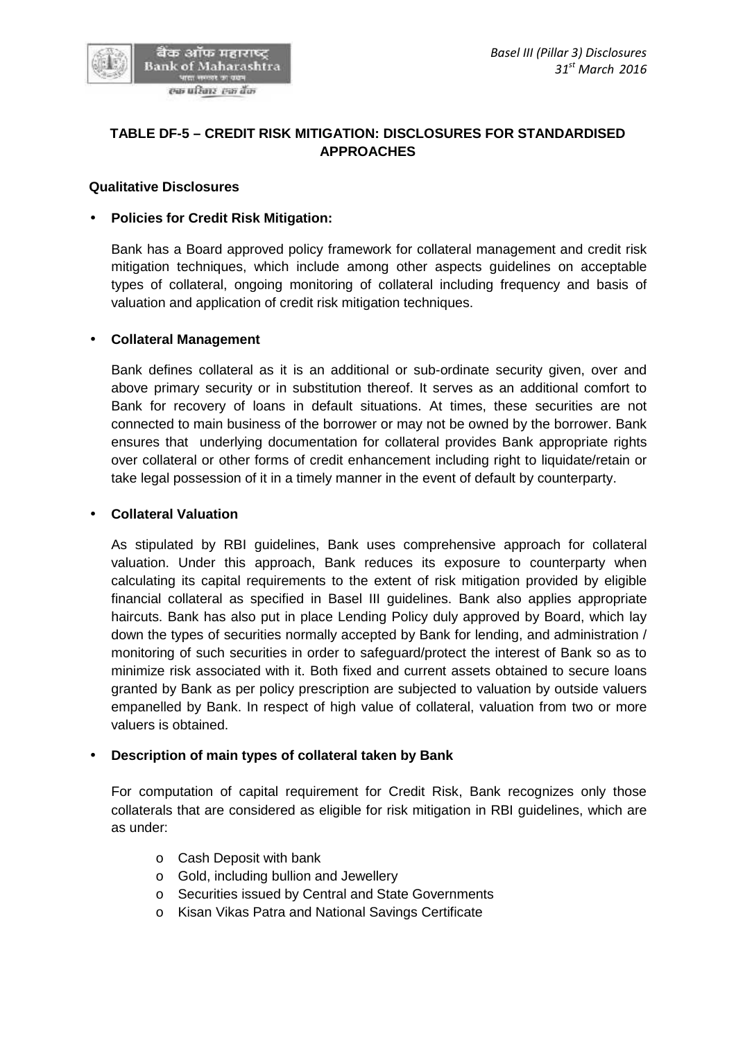## TABLE DF-5 – CREDIT RISK MITIGATION: DISCLOSURES FOR STANDARDISED APPROACHES

**Qualitative Disclosures**

- **Policies for Credit Risk Mitigation:**

  Bank has a Board approved policy framework for collateral management and credit risk mitigation techniques, which include among other aspects guidelines on acceptable types of collateral, ongoing monitoring of collateral including frequency and basis of valuation and application of credit risk mitigation techniques.

- **Collateral Management**

  Bank defines collateral as it is an additional or sub-ordinate security given, over and above primary security or in substitution thereof. It serves as an additional comfort to Bank for recovery of loans in default situations. At times, these securities are not connected to main business of the borrower or may not be owned by the borrower. Bank ensures that underlying documentation for collateral provides Bank appropriate rights over collateral or other forms of credit enhancement including right to liquidate/retain or take legal possession of it in a timely manner in the event of default by counterparty.

- **Collateral Valuation**

  As stipulated by RBI guidelines, Bank uses comprehensive approach for collateral valuation. Under this approach, Bank reduces its exposure to counterparty when calculating its capital requirements to the extent of risk mitigation provided by eligible financial collateral as specified in Basel III guidelines. Bank also applies appropriate haircuts. Bank has also put in place Lending Policy duly approved by Board, which lay down the types of securities normally accepted by Bank for lending, and administration / monitoring of such securities in order to safeguard/protect the interest of Bank so as to minimize risk associated with it. Both fixed and current assets obtained to secure loans granted by Bank as per policy prescription are subjected to valuation by outside valuers empanelled by Bank. In respect of high value of collateral, valuation from two or more valuers is obtained.

- **Description of main types of collateral taken by Bank**

  For computation of capital requirement for Credit Risk, Bank recognizes only those collaterals that are considered as eligible for risk mitigation in RBI guidelines, which are as under:

  - Cash Deposit with bank
  - Gold, including bullion and Jewellery
  - Securities issued by Central and State Governments
  - Kisan Vikas Patra and National Savings Certificate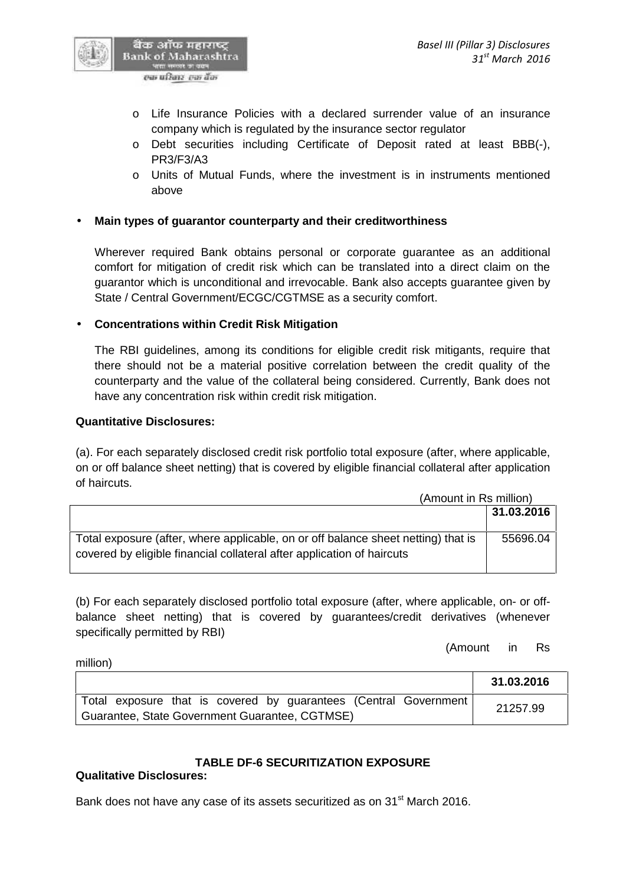- Life Insurance Policies with a declared surrender value of an insurance company which is regulated by the insurance sector regulator
- Debt securities including Certificate of Deposit rated at least BBB(-), PR3/F3/A3
- Units of Mutual Funds, where the investment is in instruments mentioned above

- **Main types of guarantor counterparty and their creditworthiness**

  Wherever required Bank obtains personal or corporate guarantee as an additional comfort for mitigation of credit risk which can be translated into a direct claim on the guarantor which is unconditional and irrevocable. Bank also accepts guarantee given by State / Central Government/ECGC/CGTMSE as a security comfort.

- **Concentrations within Credit Risk Mitigation**

  The RBI guidelines, among its conditions for eligible credit risk mitigants, require that there should not be a material positive correlation between the credit quality of the counterparty and the value of the collateral being considered. Currently, Bank does not have any concentration risk within credit risk mitigation.

**Quantitative Disclosures:**

(a). For each separately disclosed credit risk portfolio total exposure (after, where applicable, on or off balance sheet netting) that is covered by eligible financial collateral after application of haircuts.

(Amount in Rs million)

| | 31.03.2016 |
|---|---|
| Total exposure (after, where applicable, on or off balance sheet netting) that is covered by eligible financial collateral after application of haircuts | 55696.04 |

(b) For each separately disclosed portfolio total exposure (after, where applicable, on- or off-balance sheet netting) that is covered by guarantees/credit derivatives (whenever specifically permitted by RBI)

(Amount in Rs million)

| | 31.03.2016 |
|---|---|
| Total exposure that is covered by guarantees (Central Government Guarantee, State Government Guarantee, CGTMSE) | 21257.99 |

## TABLE DF-6 SECURITIZATION EXPOSURE

**Qualitative Disclosures:**

Bank does not have any case of its assets securitized as on 31st March 2016.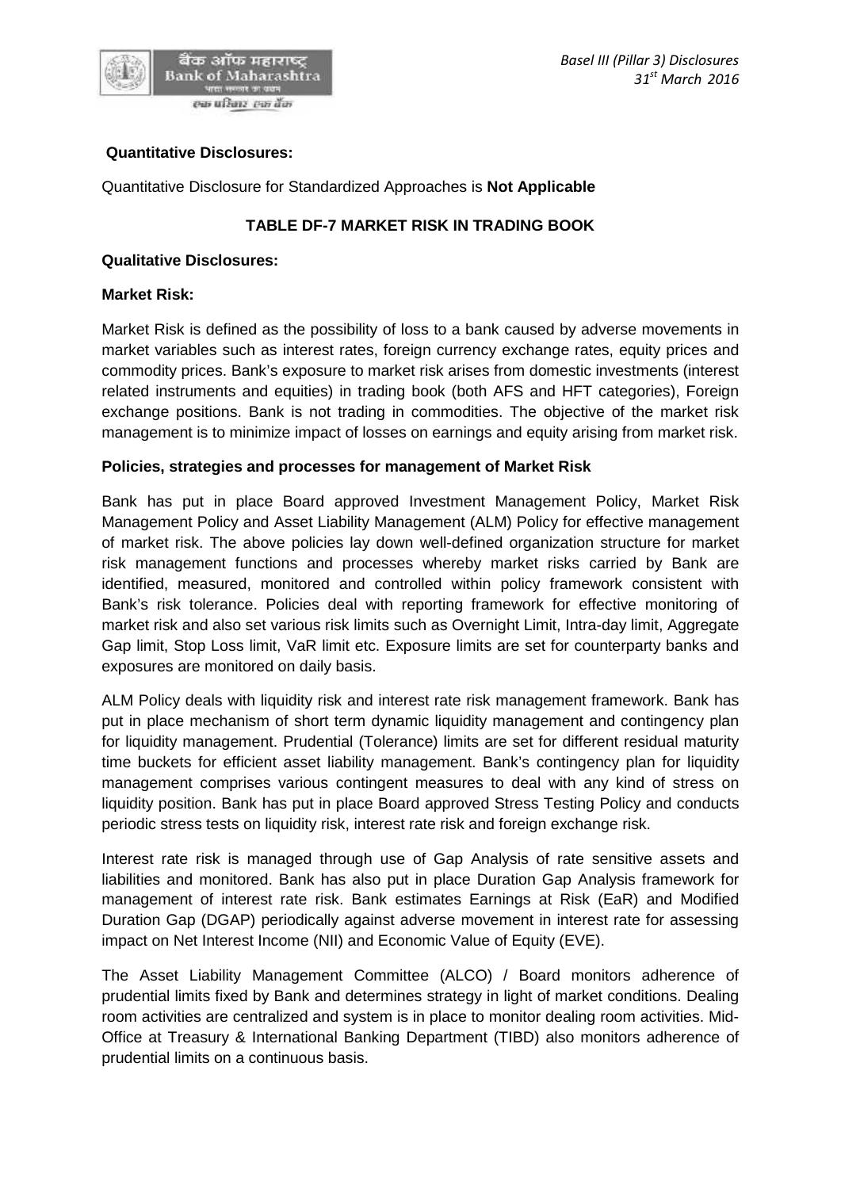**Quantitative Disclosures:**

Quantitative Disclosure for Standardized Approaches is **Not Applicable**

## TABLE DF-7 MARKET RISK IN TRADING BOOK

**Qualitative Disclosures:**

**Market Risk:**

Market Risk is defined as the possibility of loss to a bank caused by adverse movements in market variables such as interest rates, foreign currency exchange rates, equity prices and commodity prices. Bank's exposure to market risk arises from domestic investments (interest related instruments and equities) in trading book (both AFS and HFT categories), Foreign exchange positions. Bank is not trading in commodities. The objective of the market risk management is to minimize impact of losses on earnings and equity arising from market risk.

**Policies, strategies and processes for management of Market Risk**

Bank has put in place Board approved Investment Management Policy, Market Risk Management Policy and Asset Liability Management (ALM) Policy for effective management of market risk. The above policies lay down well-defined organization structure for market risk management functions and processes whereby market risks carried by Bank are identified, measured, monitored and controlled within policy framework consistent with Bank's risk tolerance. Policies deal with reporting framework for effective monitoring of market risk and also set various risk limits such as Overnight Limit, Intra-day limit, Aggregate Gap limit, Stop Loss limit, VaR limit etc. Exposure limits are set for counterparty banks and exposures are monitored on daily basis.

ALM Policy deals with liquidity risk and interest rate risk management framework. Bank has put in place mechanism of short term dynamic liquidity management and contingency plan for liquidity management. Prudential (Tolerance) limits are set for different residual maturity time buckets for efficient asset liability management. Bank's contingency plan for liquidity management comprises various contingent measures to deal with any kind of stress on liquidity position. Bank has put in place Board approved Stress Testing Policy and conducts periodic stress tests on liquidity risk, interest rate risk and foreign exchange risk.

Interest rate risk is managed through use of Gap Analysis of rate sensitive assets and liabilities and monitored. Bank has also put in place Duration Gap Analysis framework for management of interest rate risk. Bank estimates Earnings at Risk (EaR) and Modified Duration Gap (DGAP) periodically against adverse movement in interest rate for assessing impact on Net Interest Income (NII) and Economic Value of Equity (EVE).

The Asset Liability Management Committee (ALCO) / Board monitors adherence of prudential limits fixed by Bank and determines strategy in light of market conditions. Dealing room activities are centralized and system is in place to monitor dealing room activities. Mid-Office at Treasury & International Banking Department (TIBD) also monitors adherence of prudential limits on a continuous basis.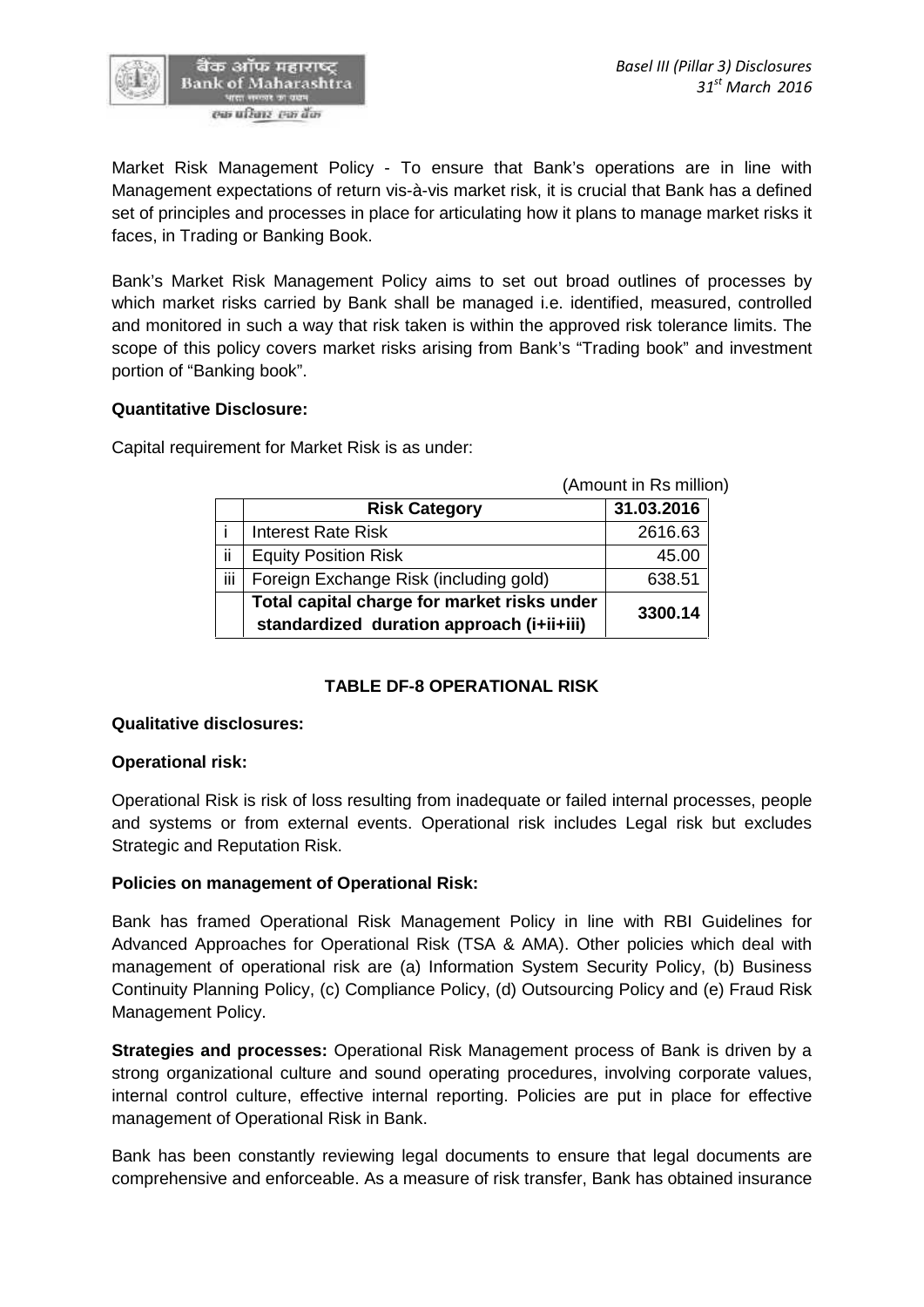Market Risk Management Policy - To ensure that Bank's operations are in line with Management expectations of return vis-à-vis market risk, it is crucial that Bank has a defined set of principles and processes in place for articulating how it plans to manage market risks it faces, in Trading or Banking Book.

Bank's Market Risk Management Policy aims to set out broad outlines of processes by which market risks carried by Bank shall be managed i.e. identified, measured, controlled and monitored in such a way that risk taken is within the approved risk tolerance limits. The scope of this policy covers market risks arising from Bank's "Trading book" and investment portion of "Banking book".

**Quantitative Disclosure:**

Capital requirement for Market Risk is as under:

(Amount in Rs million)

| | Risk Category | 31.03.2016 |
|---|---|---|
| i | Interest Rate Risk | 2616.63 |
| ii | Equity Position Risk | 45.00 |
| iii | Foreign Exchange Risk (including gold) | 638.51 |
| | **Total capital charge for market risks under standardized duration approach (i+ii+iii)** | **3300.14** |

### TABLE DF-8 OPERATIONAL RISK

**Qualitative disclosures:**

**Operational risk:**

Operational Risk is risk of loss resulting from inadequate or failed internal processes, people and systems or from external events. Operational risk includes Legal risk but excludes Strategic and Reputation Risk.

**Policies on management of Operational Risk:**

Bank has framed Operational Risk Management Policy in line with RBI Guidelines for Advanced Approaches for Operational Risk (TSA & AMA). Other policies which deal with management of operational risk are (a) Information System Security Policy, (b) Business Continuity Planning Policy, (c) Compliance Policy, (d) Outsourcing Policy and (e) Fraud Risk Management Policy.

**Strategies and processes:** Operational Risk Management process of Bank is driven by a strong organizational culture and sound operating procedures, involving corporate values, internal control culture, effective internal reporting. Policies are put in place for effective management of Operational Risk in Bank.

Bank has been constantly reviewing legal documents to ensure that legal documents are comprehensive and enforceable. As a measure of risk transfer, Bank has obtained insurance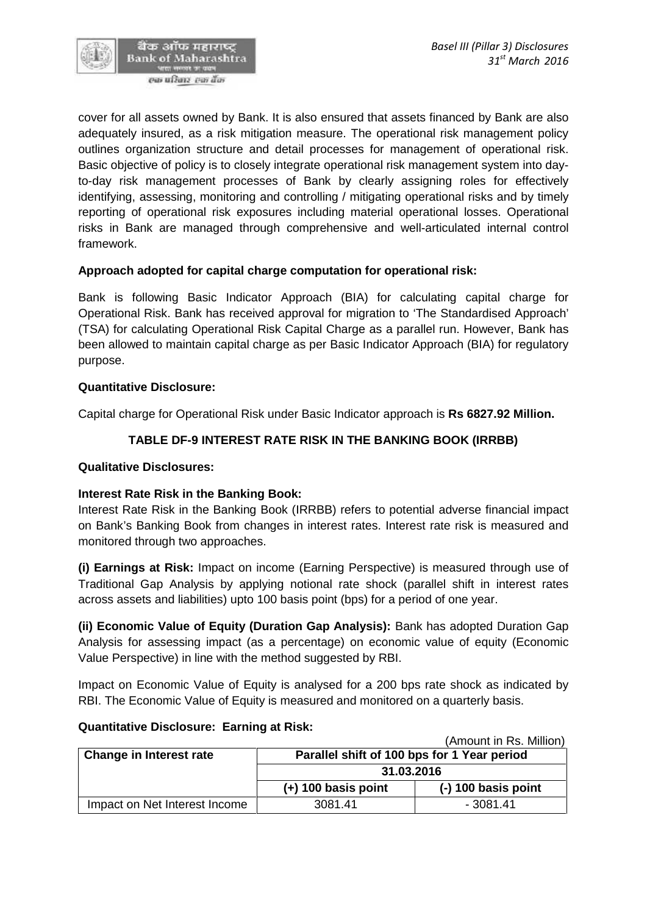cover for all assets owned by Bank. It is also ensured that assets financed by Bank are also adequately insured, as a risk mitigation measure. The operational risk management policy outlines organization structure and detail processes for management of operational risk. Basic objective of policy is to closely integrate operational risk management system into day-to-day risk management processes of Bank by clearly assigning roles for effectively identifying, assessing, monitoring and controlling / mitigating operational risks and by timely reporting of operational risk exposures including material operational losses. Operational risks in Bank are managed through comprehensive and well-articulated internal control framework.

**Approach adopted for capital charge computation for operational risk:**

Bank is following Basic Indicator Approach (BIA) for calculating capital charge for Operational Risk. Bank has received approval for migration to 'The Standardised Approach' (TSA) for calculating Operational Risk Capital Charge as a parallel run. However, Bank has been allowed to maintain capital charge as per Basic Indicator Approach (BIA) for regulatory purpose.

**Quantitative Disclosure:**

Capital charge for Operational Risk under Basic Indicator approach is **Rs 6827.92 Million.**

## TABLE DF-9 INTEREST RATE RISK IN THE BANKING BOOK (IRRBB)

**Qualitative Disclosures:**

**Interest Rate Risk in the Banking Book:**
Interest Rate Risk in the Banking Book (IRRBB) refers to potential adverse financial impact on Bank's Banking Book from changes in interest rates. Interest rate risk is measured and monitored through two approaches.

**(i) Earnings at Risk:** Impact on income (Earning Perspective) is measured through use of Traditional Gap Analysis by applying notional rate shock (parallel shift in interest rates across assets and liabilities) upto 100 basis point (bps) for a period of one year.

**(ii) Economic Value of Equity (Duration Gap Analysis):** Bank has adopted Duration Gap Analysis for assessing impact (as a percentage) on economic value of equity (Economic Value Perspective) in line with the method suggested by RBI.

Impact on Economic Value of Equity is analysed for a 200 bps rate shock as indicated by RBI. The Economic Value of Equity is measured and monitored on a quarterly basis.

**Quantitative Disclosure: Earning at Risk:**

(Amount in Rs. Million)

| **Change in Interest rate** | **Parallel shift of 100 bps for 1 Year period** | |
|---|---|---|
| | **31.03.2016** | |
| | **(+) 100 basis point** | **(-) 100 basis point** |
| Impact on Net Interest Income | 3081.41 | - 3081.41 |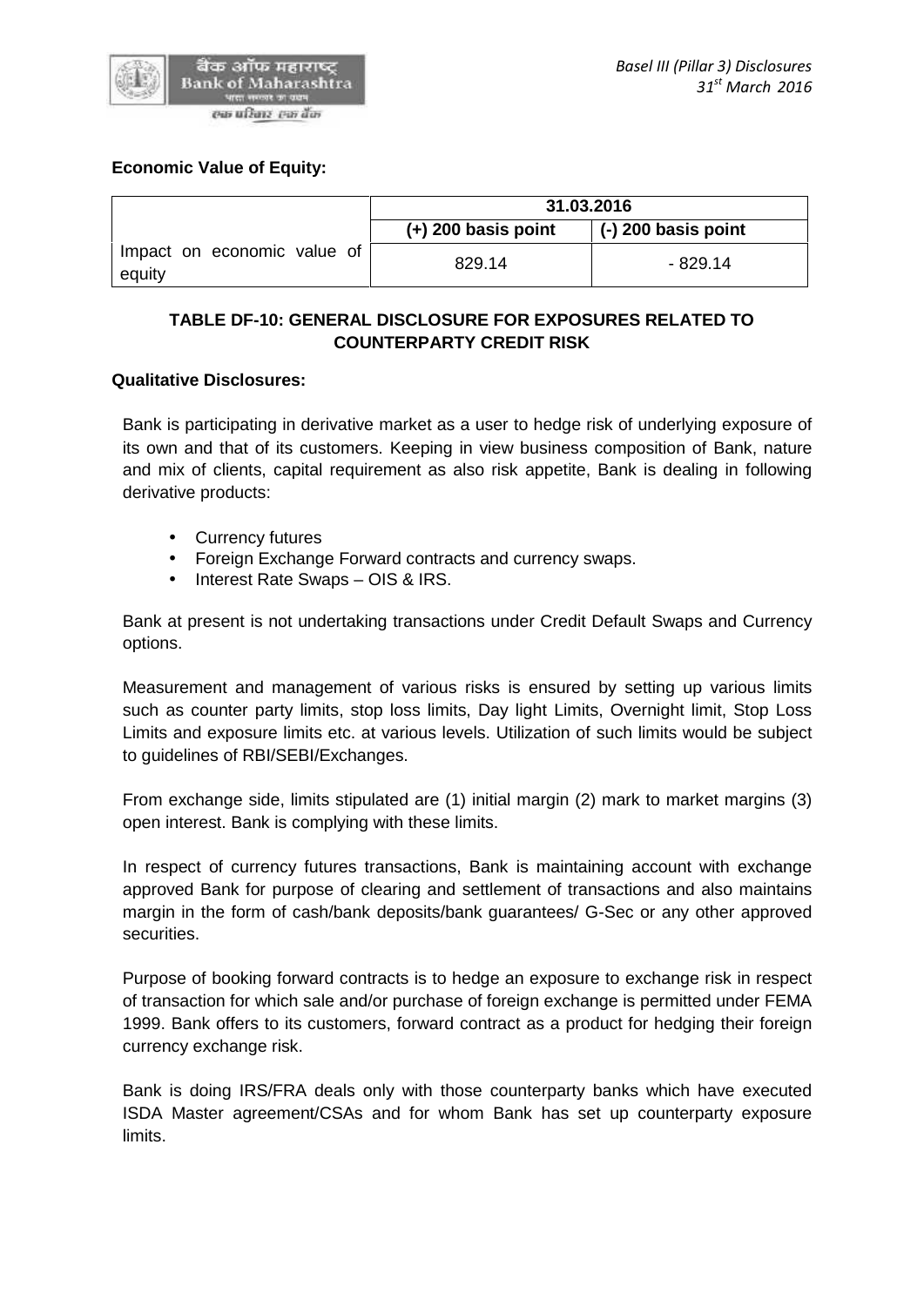**Economic Value of Equity:**

| | 31.03.2016 | |
|---|---|---|
| | **(+) 200 basis point** | **(-) 200 basis point** |
| Impact on economic value of equity | 829.14 | - 829.14 |

### TABLE DF-10: GENERAL DISCLOSURE FOR EXPOSURES RELATED TO COUNTERPARTY CREDIT RISK

**Qualitative Disclosures:**

Bank is participating in derivative market as a user to hedge risk of underlying exposure of its own and that of its customers. Keeping in view business composition of Bank, nature and mix of clients, capital requirement as also risk appetite, Bank is dealing in following derivative products:

- Currency futures
- Foreign Exchange Forward contracts and currency swaps.
- Interest Rate Swaps – OIS & IRS.

Bank at present is not undertaking transactions under Credit Default Swaps and Currency options.

Measurement and management of various risks is ensured by setting up various limits such as counter party limits, stop loss limits, Day light Limits, Overnight limit, Stop Loss Limits and exposure limits etc. at various levels. Utilization of such limits would be subject to guidelines of RBI/SEBI/Exchanges.

From exchange side, limits stipulated are (1) initial margin (2) mark to market margins (3) open interest. Bank is complying with these limits.

In respect of currency futures transactions, Bank is maintaining account with exchange approved Bank for purpose of clearing and settlement of transactions and also maintains margin in the form of cash/bank deposits/bank guarantees/ G-Sec or any other approved securities.

Purpose of booking forward contracts is to hedge an exposure to exchange risk in respect of transaction for which sale and/or purchase of foreign exchange is permitted under FEMA 1999. Bank offers to its customers, forward contract as a product for hedging their foreign currency exchange risk.

Bank is doing IRS/FRA deals only with those counterparty banks which have executed ISDA Master agreement/CSAs and for whom Bank has set up counterparty exposure limits.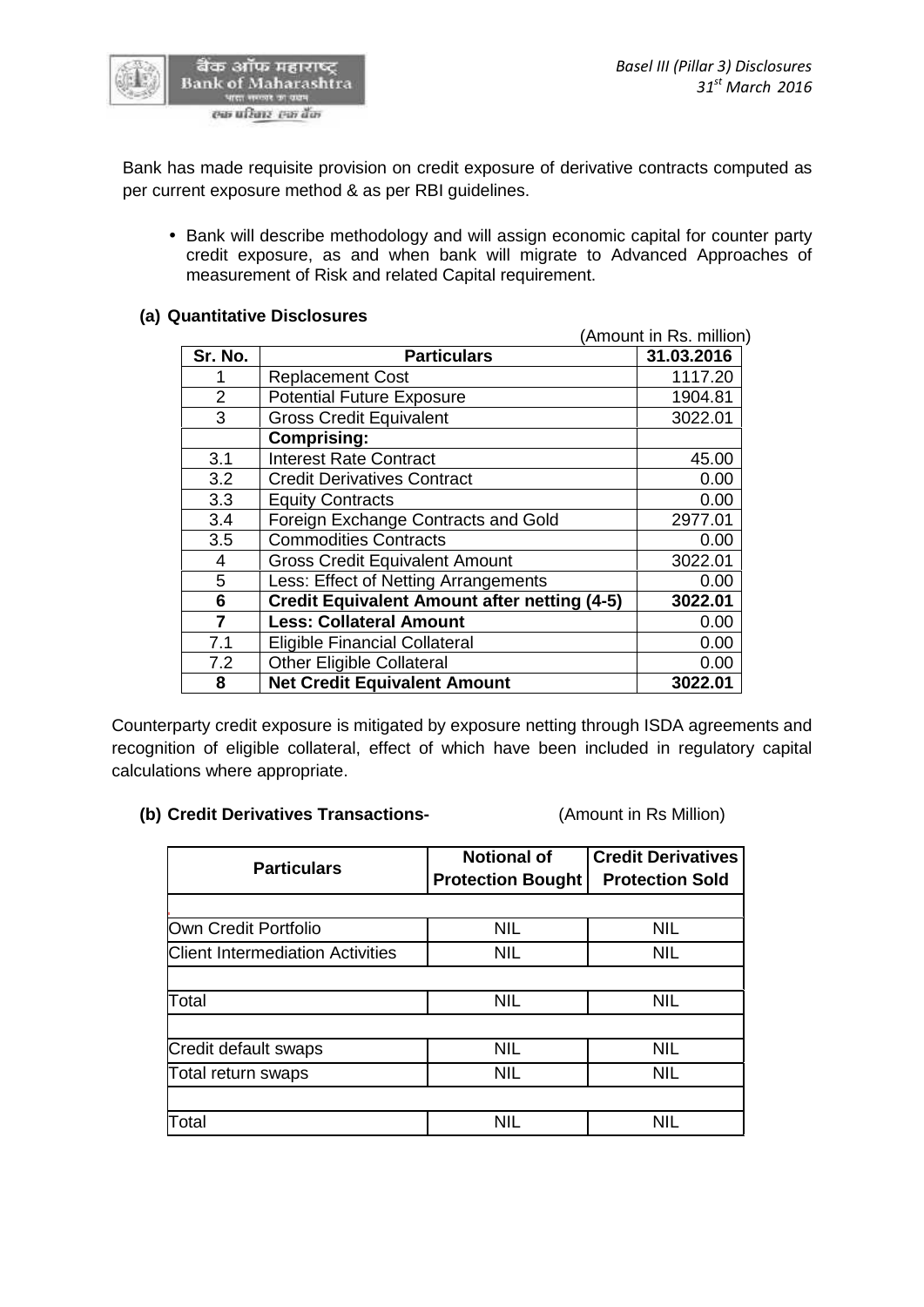Bank has made requisite provision on credit exposure of derivative contracts computed as per current exposure method & as per RBI guidelines.

- Bank will describe methodology and will assign economic capital for counter party credit exposure, as and when bank will migrate to Advanced Approaches of measurement of Risk and related Capital requirement.

**(a) Quantitative Disclosures**

(Amount in Rs. million)

| Sr. No. | Particulars | 31.03.2016 |
|---|---|---|
| 1 | Replacement Cost | 1117.20 |
| 2 | Potential Future Exposure | 1904.81 |
| 3 | Gross Credit Equivalent | 3022.01 |
| | **Comprising:** | |
| 3.1 | Interest Rate Contract | 45.00 |
| 3.2 | Credit Derivatives Contract | 0.00 |
| 3.3 | Equity Contracts | 0.00 |
| 3.4 | Foreign Exchange Contracts and Gold | 2977.01 |
| 3.5 | Commodities Contracts | 0.00 |
| 4 | Gross Credit Equivalent Amount | 3022.01 |
| 5 | Less: Effect of Netting Arrangements | 0.00 |
| **6** | **Credit Equivalent Amount after netting (4-5)** | **3022.01** |
| **7** | **Less: Collateral Amount** | 0.00 |
| 7.1 | Eligible Financial Collateral | 0.00 |
| 7.2 | Other Eligible Collateral | 0.00 |
| **8** | **Net Credit Equivalent Amount** | **3022.01** |

Counterparty credit exposure is mitigated by exposure netting through ISDA agreements and recognition of eligible collateral, effect of which have been included in regulatory capital calculations where appropriate.

**(b) Credit Derivatives Transactions-** (Amount in Rs Million)

| Particulars | Notional of Protection Bought | Credit Derivatives Protection Sold |
|---|---|---|
| | | |
| Own Credit Portfolio | NIL | NIL |
| Client Intermediation Activities | NIL | NIL |
| | | |
| Total | NIL | NIL |
| | | |
| Credit default swaps | NIL | NIL |
| Total return swaps | NIL | NIL |
| | | |
| Total | NIL | NIL |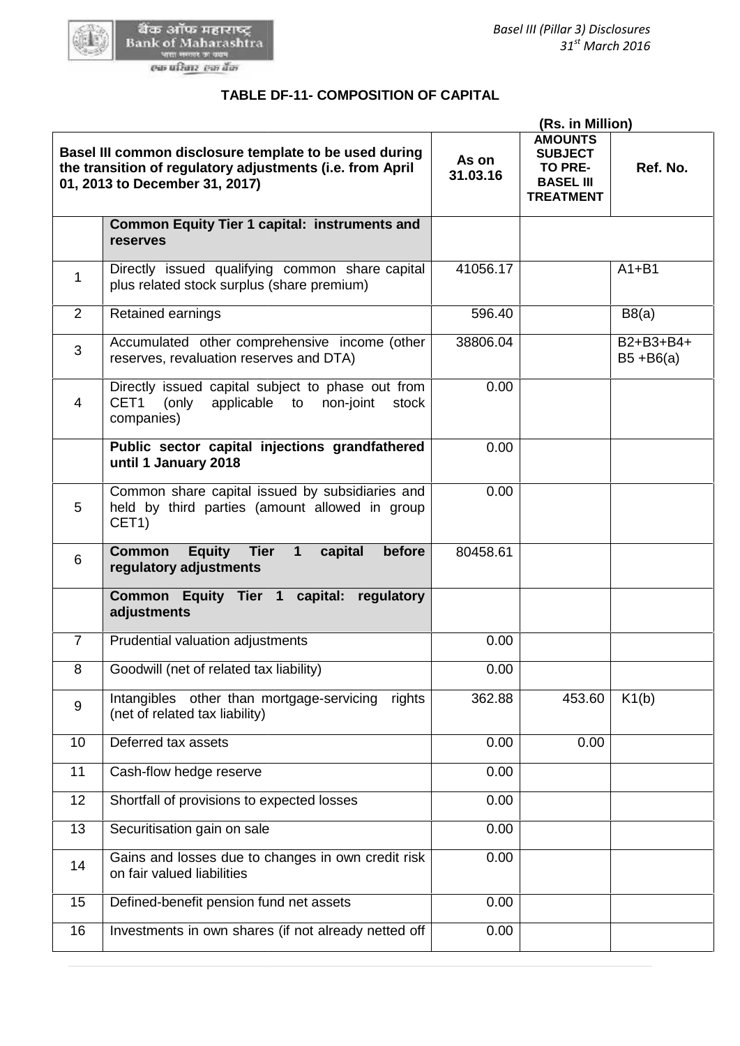## TABLE DF-11- COMPOSITION OF CAPITAL

(Rs. in Million)

| Basel III common disclosure template to be used during the transition of regulatory adjustments (i.e. from April 01, 2013 to December 31, 2017) | | As on 31.03.16 | AMOUNTS SUBJECT TO PRE-BASEL III TREATMENT | Ref. No. |
|---|---|---|---|---|
| | **Common Equity Tier 1 capital: instruments and reserves** | | | |
| 1 | Directly issued qualifying common share capital plus related stock surplus (share premium) | 41056.17 | | A1+B1 |
| 2 | Retained earnings | 596.40 | | B8(a) |
| 3 | Accumulated other comprehensive income (other reserves, revaluation reserves and DTA) | 38806.04 | | B2+B3+B4+ B5 +B6(a) |
| 4 | Directly issued capital subject to phase out from CET1 (only applicable to non-joint stock companies) | 0.00 | | |
| | **Public sector capital injections grandfathered until 1 January 2018** | 0.00 | | |
| 5 | Common share capital issued by subsidiaries and held by third parties (amount allowed in group CET1) | 0.00 | | |
| 6 | **Common Equity Tier 1 capital before regulatory adjustments** | 80458.61 | | |
| | **Common Equity Tier 1 capital: regulatory adjustments** | | | |
| 7 | Prudential valuation adjustments | 0.00 | | |
| 8 | Goodwill (net of related tax liability) | 0.00 | | |
| 9 | Intangibles other than mortgage-servicing rights (net of related tax liability) | 362.88 | 453.60 | K1(b) |
| 10 | Deferred tax assets | 0.00 | 0.00 | |
| 11 | Cash-flow hedge reserve | 0.00 | | |
| 12 | Shortfall of provisions to expected losses | 0.00 | | |
| 13 | Securitisation gain on sale | 0.00 | | |
| 14 | Gains and losses due to changes in own credit risk on fair valued liabilities | 0.00 | | |
| 15 | Defined-benefit pension fund net assets | 0.00 | | |
| 16 | Investments in own shares (if not already netted off | 0.00 | | |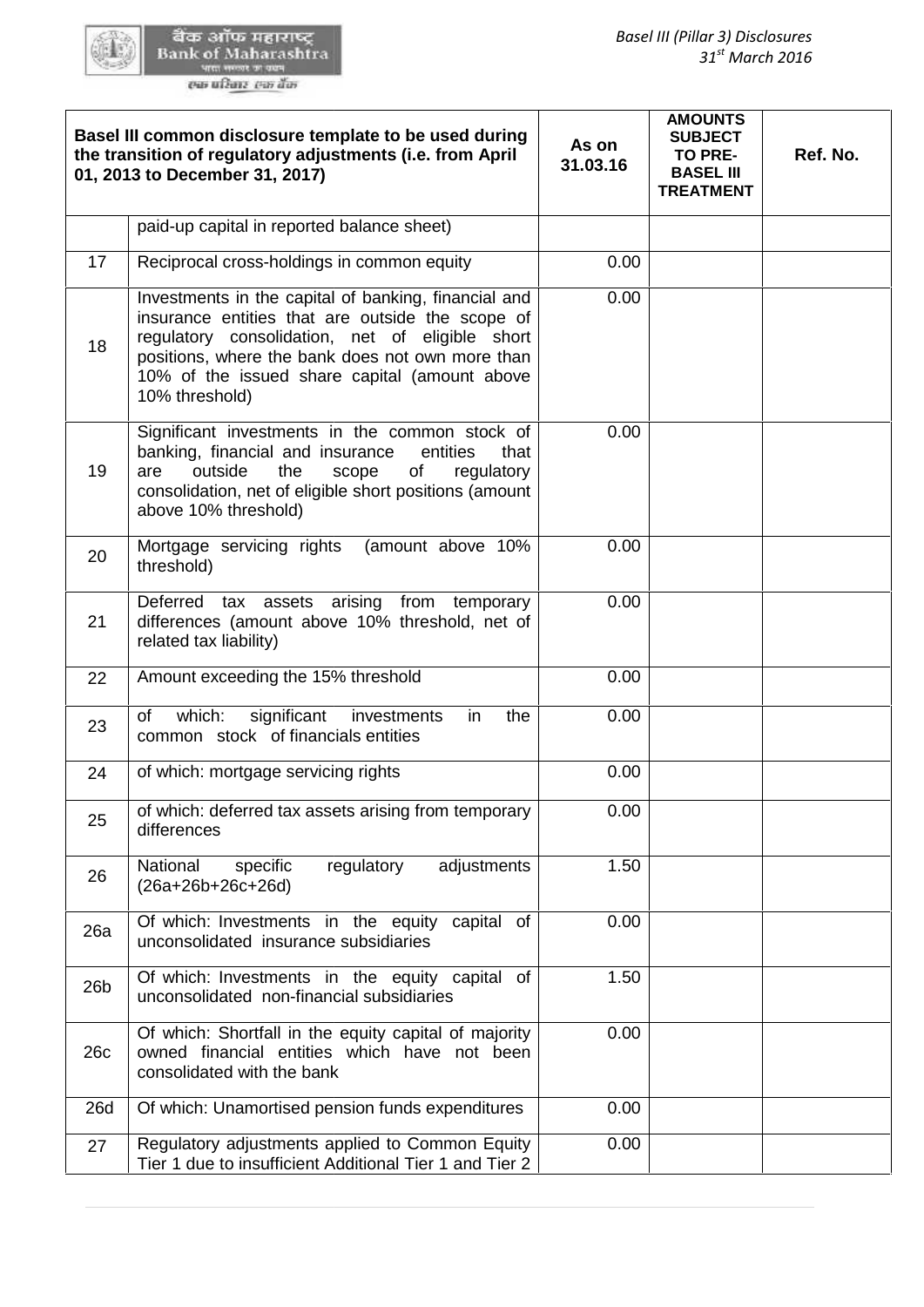| Basel III common disclosure template to be used during the transition of regulatory adjustments (i.e. from April 01, 2013 to December 31, 2017) | | As on 31.03.16 | AMOUNTS SUBJECT TO PRE-BASEL III TREATMENT | Ref. No. |
|---|---|---|---|---|
| | paid-up capital in reported balance sheet) | | | |
| 17 | Reciprocal cross-holdings in common equity | 0.00 | | |
| 18 | Investments in the capital of banking, financial and insurance entities that are outside the scope of regulatory consolidation, net of eligible short positions, where the bank does not own more than 10% of the issued share capital (amount above 10% threshold) | 0.00 | | |
| 19 | Significant investments in the common stock of banking, financial and insurance entities that are outside the scope of regulatory consolidation, net of eligible short positions (amount above 10% threshold) | 0.00 | | |
| 20 | Mortgage servicing rights (amount above 10% threshold) | 0.00 | | |
| 21 | Deferred tax assets arising from temporary differences (amount above 10% threshold, net of related tax liability) | 0.00 | | |
| 22 | Amount exceeding the 15% threshold | 0.00 | | |
| 23 | of which: significant investments in the common stock of financials entities | 0.00 | | |
| 24 | of which: mortgage servicing rights | 0.00 | | |
| 25 | of which: deferred tax assets arising from temporary differences | 0.00 | | |
| 26 | National specific regulatory adjustments (26a+26b+26c+26d) | 1.50 | | |
| 26a | Of which: Investments in the equity capital of unconsolidated insurance subsidiaries | 0.00 | | |
| 26b | Of which: Investments in the equity capital of unconsolidated non-financial subsidiaries | 1.50 | | |
| 26c | Of which: Shortfall in the equity capital of majority owned financial entities which have not been consolidated with the bank | 0.00 | | |
| 26d | Of which: Unamortised pension funds expenditures | 0.00 | | |
| 27 | Regulatory adjustments applied to Common Equity Tier 1 due to insufficient Additional Tier 1 and Tier 2 | 0.00 | | |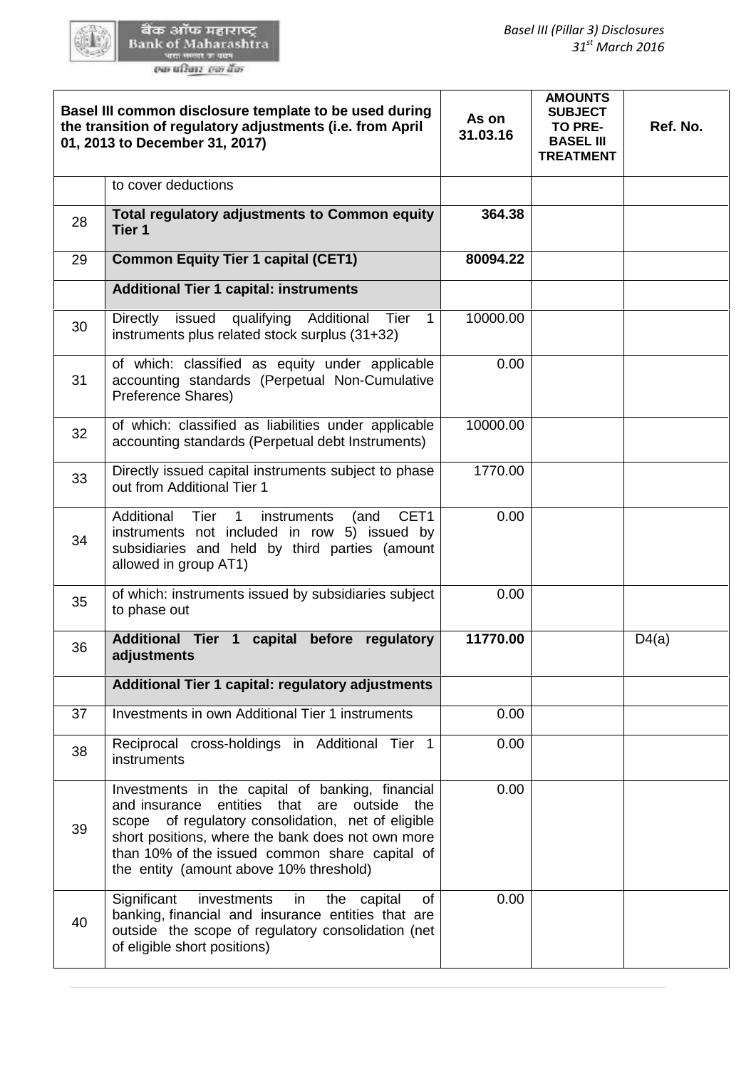| | Basel III common disclosure template to be used during the transition of regulatory adjustments (i.e. from April 01, 2013 to December 31, 2017) | As on 31.03.16 | AMOUNTS SUBJECT TO PRE-BASEL III TREATMENT | Ref. No. |
|---|---|---|---|---|
| | to cover deductions | | | |
| 28 | **Total regulatory adjustments to Common equity Tier 1** | **364.38** | | |
| 29 | **Common Equity Tier 1 capital (CET1)** | **80094.22** | | |
| | **Additional Tier 1 capital: instruments** | | | |
| 30 | Directly issued qualifying Additional Tier 1 instruments plus related stock surplus (31+32) | 10000.00 | | |
| 31 | of which: classified as equity under applicable accounting standards (Perpetual Non-Cumulative Preference Shares) | 0.00 | | |
| 32 | of which: classified as liabilities under applicable accounting standards (Perpetual debt Instruments) | 10000.00 | | |
| 33 | Directly issued capital instruments subject to phase out from Additional Tier 1 | 1770.00 | | |
| 34 | Additional Tier 1 instruments (and CET1 instruments not included in row 5) issued by subsidiaries and held by third parties (amount allowed in group AT1) | 0.00 | | |
| 35 | of which: instruments issued by subsidiaries subject to phase out | 0.00 | | |
| 36 | **Additional Tier 1 capital before regulatory adjustments** | **11770.00** | | D4(a) |
| | **Additional Tier 1 capital: regulatory adjustments** | | | |
| 37 | Investments in own Additional Tier 1 instruments | 0.00 | | |
| 38 | Reciprocal cross-holdings in Additional Tier 1 instruments | 0.00 | | |
| 39 | Investments in the capital of banking, financial and insurance entities that are outside the scope of regulatory consolidation, net of eligible short positions, where the bank does not own more than 10% of the issued common share capital of the entity (amount above 10% threshold) | 0.00 | | |
| 40 | Significant investments in the capital of banking, financial and insurance entities that are outside the scope of regulatory consolidation (net of eligible short positions) | 0.00 | | |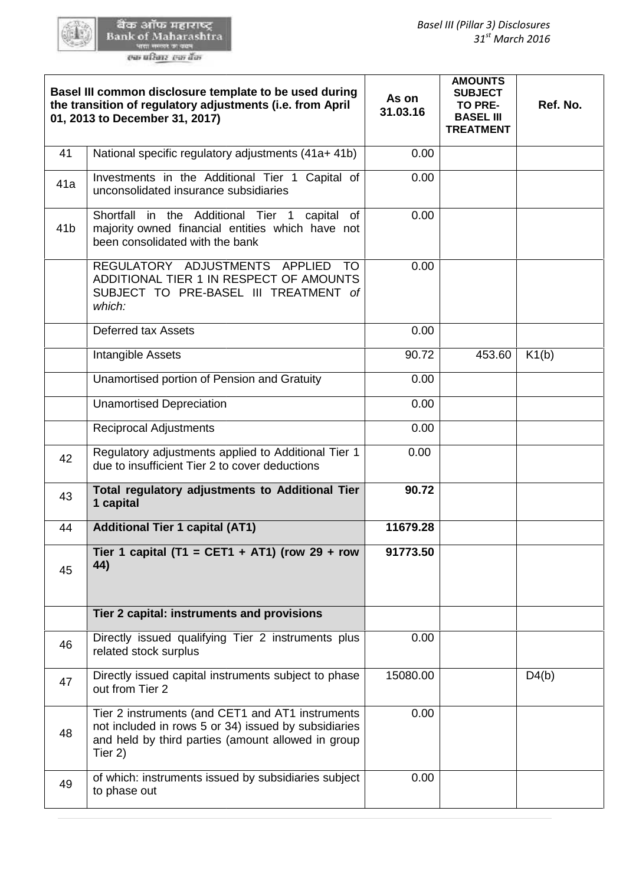| Basel III common disclosure template to be used during the transition of regulatory adjustments (i.e. from April 01, 2013 to December 31, 2017) | | As on 31.03.16 | AMOUNTS SUBJECT TO PRE-BASEL III TREATMENT | Ref. No. |
|---|---|---|---|---|
| 41 | National specific regulatory adjustments (41a+ 41b) | 0.00 | | |
| 41a | Investments in the Additional Tier 1 Capital of unconsolidated insurance subsidiaries | 0.00 | | |
| 41b | Shortfall in the Additional Tier 1 capital of majority owned financial entities which have not been consolidated with the bank | 0.00 | | |
| | REGULATORY ADJUSTMENTS APPLIED TO ADDITIONAL TIER 1 IN RESPECT OF AMOUNTS SUBJECT TO PRE-BASEL III TREATMENT *of which:* | 0.00 | | |
| | Deferred tax Assets | 0.00 | | |
| | Intangible Assets | 90.72 | 453.60 | K1(b) |
| | Unamortised portion of Pension and Gratuity | 0.00 | | |
| | Unamortised Depreciation | 0.00 | | |
| | Reciprocal Adjustments | 0.00 | | |
| 42 | Regulatory adjustments applied to Additional Tier 1 due to insufficient Tier 2 to cover deductions | 0.00 | | |
| 43 | **Total regulatory adjustments to Additional Tier 1 capital** | **90.72** | | |
| 44 | **Additional Tier 1 capital (AT1)** | **11679.28** | | |
| 45 | **Tier 1 capital (T1 = CET1 + AT1) (row 29 + row 44)** | **91773.50** | | |
| | **Tier 2 capital: instruments and provisions** | | | |
| 46 | Directly issued qualifying Tier 2 instruments plus related stock surplus | 0.00 | | |
| 47 | Directly issued capital instruments subject to phase out from Tier 2 | 15080.00 | | D4(b) |
| 48 | Tier 2 instruments (and CET1 and AT1 instruments not included in rows 5 or 34) issued by subsidiaries and held by third parties (amount allowed in group Tier 2) | 0.00 | | |
| 49 | of which: instruments issued by subsidiaries subject to phase out | 0.00 | | |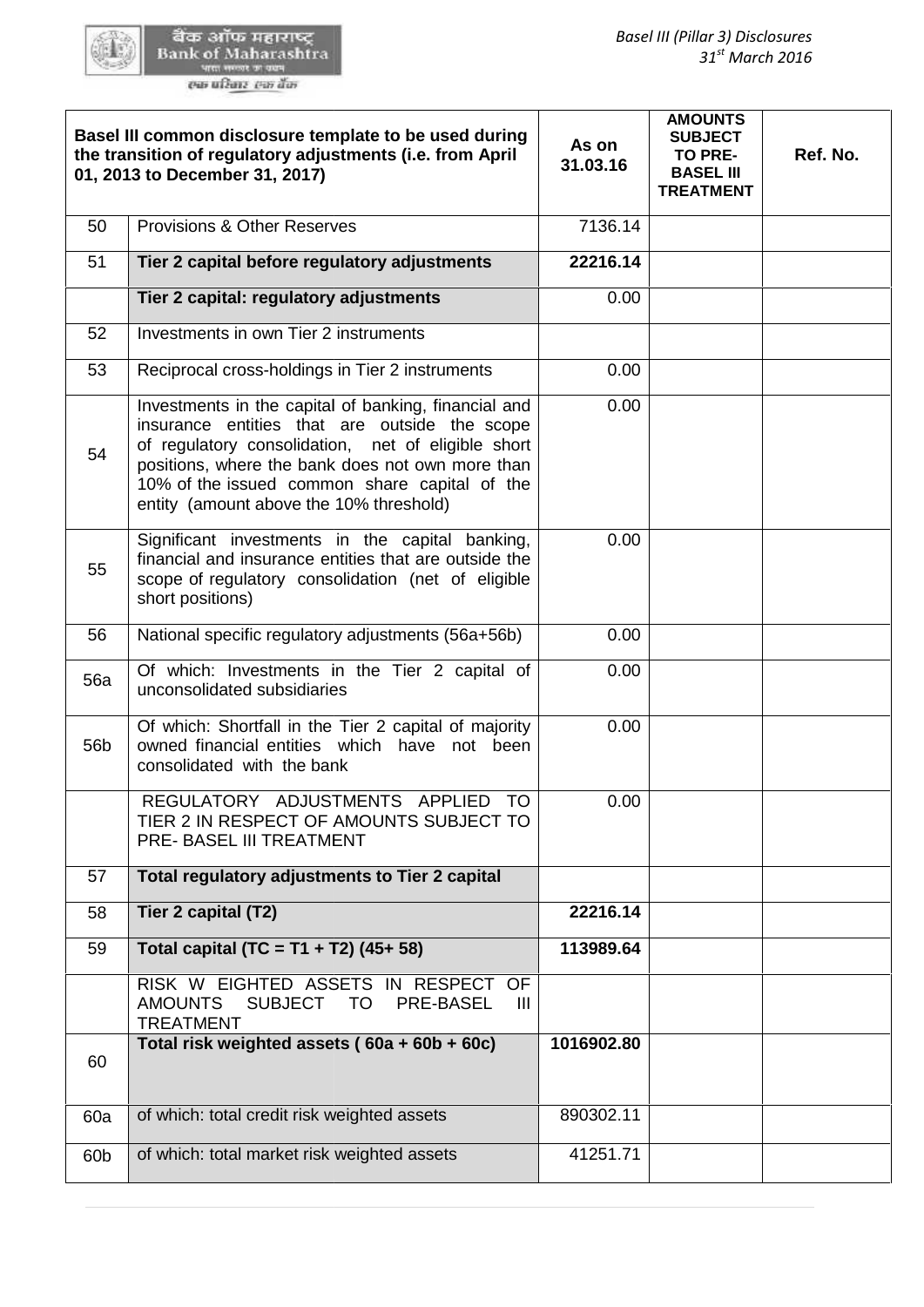| Basel III common disclosure template to be used during the transition of regulatory adjustments (i.e. from April 01, 2013 to December 31, 2017) | | As on 31.03.16 | AMOUNTS SUBJECT TO PRE-BASEL III TREATMENT | Ref. No. |
|---|---|---|---|---|
| 50 | Provisions & Other Reserves | 7136.14 | | |
| 51 | **Tier 2 capital before regulatory adjustments** | **22216.14** | | |
| | **Tier 2 capital: regulatory adjustments** | 0.00 | | |
| 52 | Investments in own Tier 2 instruments | | | |
| 53 | Reciprocal cross-holdings in Tier 2 instruments | 0.00 | | |
| 54 | Investments in the capital of banking, financial and insurance entities that are outside the scope of regulatory consolidation, net of eligible short positions, where the bank does not own more than 10% of the issued common share capital of the entity (amount above the 10% threshold) | 0.00 | | |
| 55 | Significant investments in the capital banking, financial and insurance entities that are outside the scope of regulatory consolidation (net of eligible short positions) | 0.00 | | |
| 56 | National specific regulatory adjustments (56a+56b) | 0.00 | | |
| 56a | Of which: Investments in the Tier 2 capital of unconsolidated subsidiaries | 0.00 | | |
| 56b | Of which: Shortfall in the Tier 2 capital of majority owned financial entities which have not been consolidated with the bank | 0.00 | | |
| | REGULATORY ADJUSTMENTS APPLIED TO TIER 2 IN RESPECT OF AMOUNTS SUBJECT TO PRE- BASEL III TREATMENT | 0.00 | | |
| 57 | **Total regulatory adjustments to Tier 2 capital** | | | |
| 58 | **Tier 2 capital (T2)** | **22216.14** | | |
| 59 | **Total capital (TC = T1 + T2) (45+ 58)** | **113989.64** | | |
| | RISK WEIGHTED ASSETS IN RESPECT OF AMOUNTS SUBJECT TO PRE-BASEL III TREATMENT | | | |
| 60 | **Total risk weighted assets ( 60a + 60b + 60c)** | **1016902.80** | | |
| 60a | of which: total credit risk weighted assets | 890302.11 | | |
| 60b | of which: total market risk weighted assets | 41251.71 | | |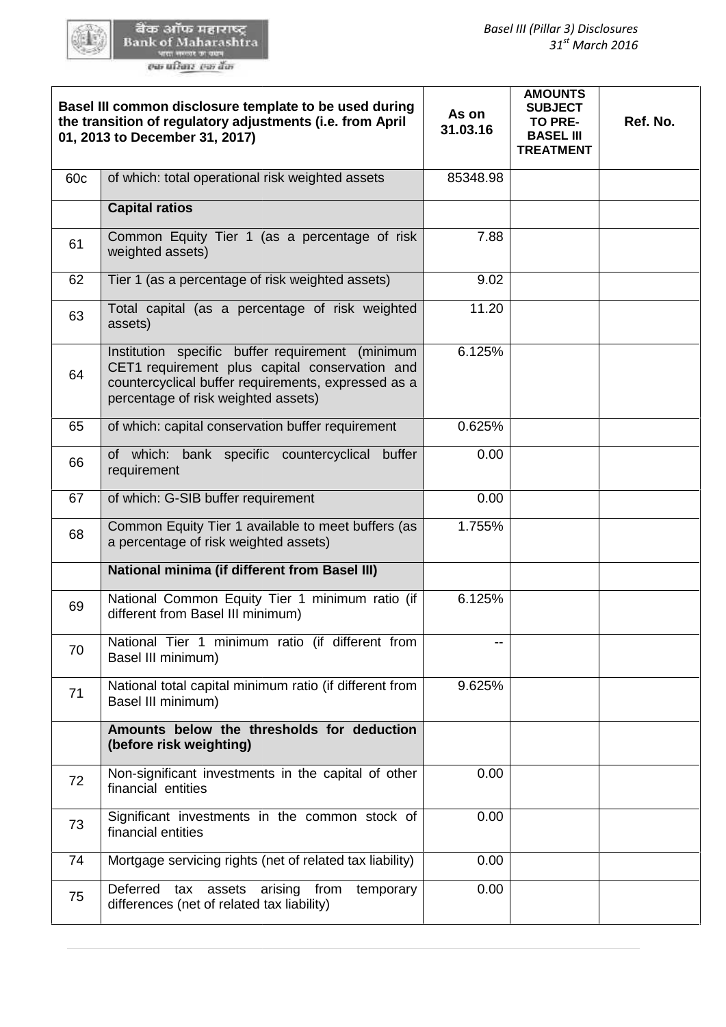| Basel III common disclosure template to be used during the transition of regulatory adjustments (i.e. from April 01, 2013 to December 31, 2017) | | As on 31.03.16 | AMOUNTS SUBJECT TO PRE-BASEL III TREATMENT | Ref. No. |
|---|---|---|---|---|
| 60c | of which: total operational risk weighted assets | 85348.98 | | |
| | **Capital ratios** | | | |
| 61 | Common Equity Tier 1 (as a percentage of risk weighted assets) | 7.88 | | |
| 62 | Tier 1 (as a percentage of risk weighted assets) | 9.02 | | |
| 63 | Total capital (as a percentage of risk weighted assets) | 11.20 | | |
| 64 | Institution specific buffer requirement (minimum CET1 requirement plus capital conservation and countercyclical buffer requirements, expressed as a percentage of risk weighted assets) | 6.125% | | |
| 65 | of which: capital conservation buffer requirement | 0.625% | | |
| 66 | of which: bank specific countercyclical buffer requirement | 0.00 | | |
| 67 | of which: G-SIB buffer requirement | 0.00 | | |
| 68 | Common Equity Tier 1 available to meet buffers (as a percentage of risk weighted assets) | 1.755% | | |
| | **National minima (if different from Basel III)** | | | |
| 69 | National Common Equity Tier 1 minimum ratio (if different from Basel III minimum) | 6.125% | | |
| 70 | National Tier 1 minimum ratio (if different from Basel III minimum) | -- | | |
| 71 | National total capital minimum ratio (if different from Basel III minimum) | 9.625% | | |
| | **Amounts below the thresholds for deduction (before risk weighting)** | | | |
| 72 | Non-significant investments in the capital of other financial entities | 0.00 | | |
| 73 | Significant investments in the common stock of financial entities | 0.00 | | |
| 74 | Mortgage servicing rights (net of related tax liability) | 0.00 | | |
| 75 | Deferred tax assets arising from temporary differences (net of related tax liability) | 0.00 | | |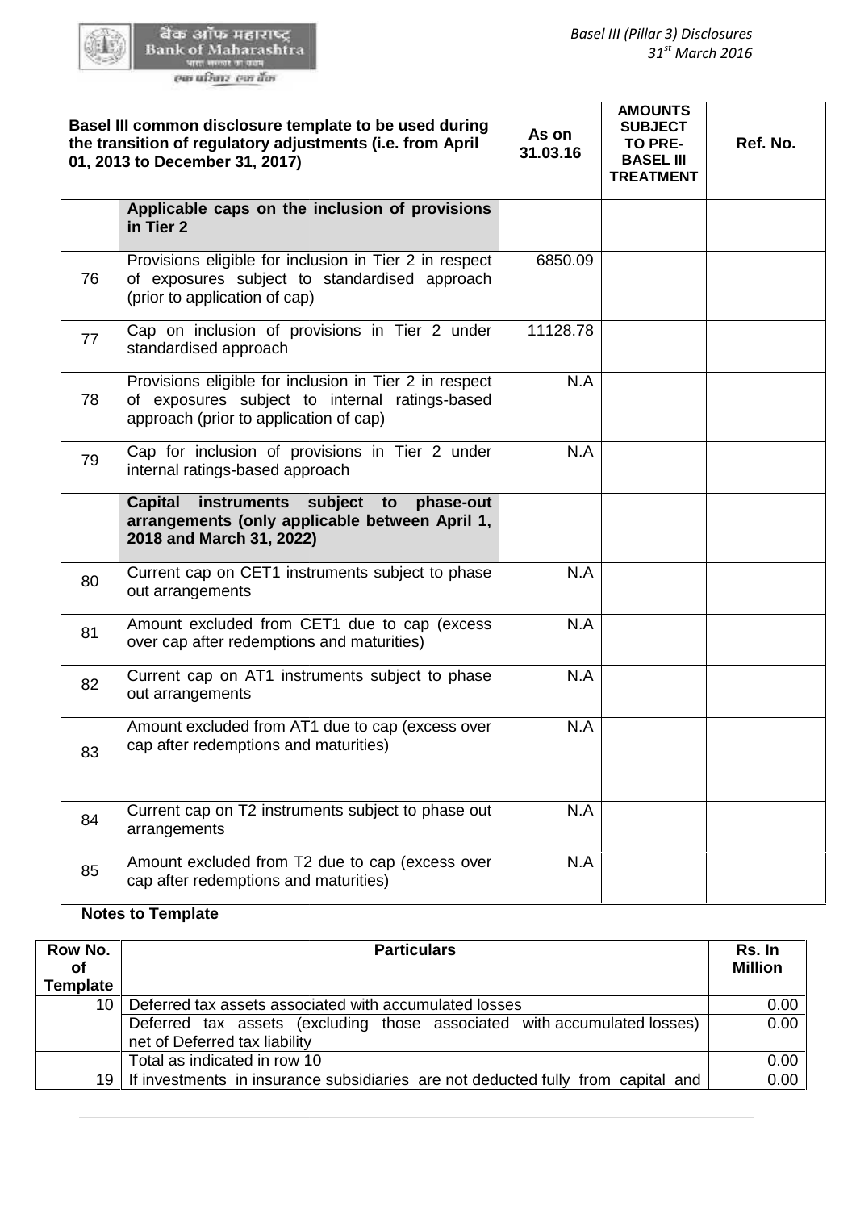| Basel III common disclosure template to be used during the transition of regulatory adjustments (i.e. from April 01, 2013 to December 31, 2017) | | As on 31.03.16 | AMOUNTS SUBJECT TO PRE-BASEL III TREATMENT | Ref. No. |
|---|---|---|---|---|
| | **Applicable caps on the inclusion of provisions in Tier 2** | | | |
| 76 | Provisions eligible for inclusion in Tier 2 in respect of exposures subject to standardised approach (prior to application of cap) | 6850.09 | | |
| 77 | Cap on inclusion of provisions in Tier 2 under standardised approach | 11128.78 | | |
| 78 | Provisions eligible for inclusion in Tier 2 in respect of exposures subject to internal ratings-based approach (prior to application of cap) | N.A | | |
| 79 | Cap for inclusion of provisions in Tier 2 under internal ratings-based approach | N.A | | |
| | **Capital instruments subject to phase-out arrangements (only applicable between April 1, 2018 and March 31, 2022)** | | | |
| 80 | Current cap on CET1 instruments subject to phase out arrangements | N.A | | |
| 81 | Amount excluded from CET1 due to cap (excess over cap after redemptions and maturities) | N.A | | |
| 82 | Current cap on AT1 instruments subject to phase out arrangements | N.A | | |
| 83 | Amount excluded from AT1 due to cap (excess over cap after redemptions and maturities) | N.A | | |
| 84 | Current cap on T2 instruments subject to phase out arrangements | N.A | | |
| 85 | Amount excluded from T2 due to cap (excess over cap after redemptions and maturities) | N.A | | |

**Notes to Template**

| Row No. of Template | Particulars | Rs. In Million |
|---|---|---|
| 10 | Deferred tax assets associated with accumulated losses | 0.00 |
| | Deferred tax assets (excluding those associated with accumulated losses) net of Deferred tax liability | 0.00 |
| | Total as indicated in row 10 | 0.00 |
| 19 | If investments in insurance subsidiaries are not deducted fully from capital and | 0.00 |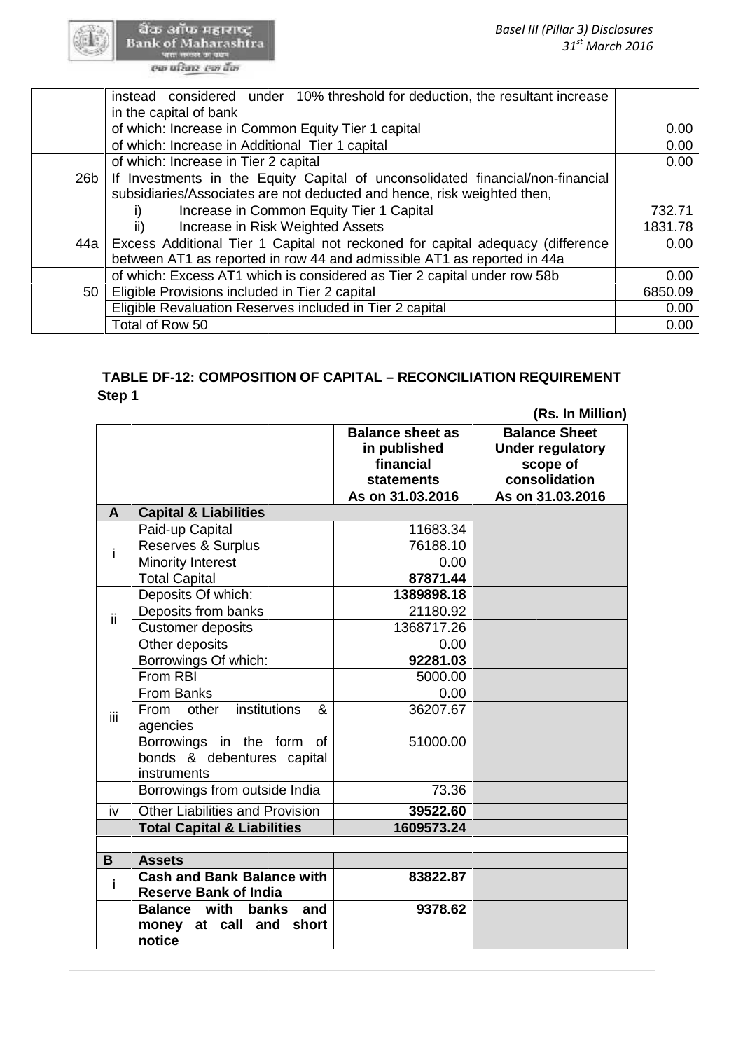| | | |
|---|---|---|
| | instead considered under 10% threshold for deduction, the resultant increase in the capital of bank | |
| | of which: Increase in Common Equity Tier 1 capital | 0.00 |
| | of which: Increase in Additional Tier 1 capital | 0.00 |
| | of which: Increase in Tier 2 capital | 0.00 |
| 26b | If Investments in the Equity Capital of unconsolidated financial/non-financial subsidiaries/Associates are not deducted and hence, risk weighted then, | |
| | i) Increase in Common Equity Tier 1 Capital | 732.71 |
| | ii) Increase in Risk Weighted Assets | 1831.78 |
| 44a | Excess Additional Tier 1 Capital not reckoned for capital adequacy (difference between AT1 as reported in row 44 and admissible AT1 as reported in 44a | 0.00 |
| | of which: Excess AT1 which is considered as Tier 2 capital under row 58b | 0.00 |
| 50 | Eligible Provisions included in Tier 2 capital | 6850.09 |
| | Eligible Revaluation Reserves included in Tier 2 capital | 0.00 |
| | Total of Row 50 | 0.00 |

## TABLE DF-12: COMPOSITION OF CAPITAL – RECONCILIATION REQUIREMENT

**Step 1**

**(Rs. In Million)**

| | | Balance sheet as in published financial statements | Balance Sheet Under regulatory scope of consolidation |
|---|---|---|---|
| | | As on 31.03.2016 | As on 31.03.2016 |
| **A** | **Capital & Liabilities** | | |
| i | Paid-up Capital | 11683.34 | |
| | Reserves & Surplus | 76188.10 | |
| | Minority Interest | 0.00 | |
| | Total Capital | **87871.44** | |
| ii | Deposits Of which: | **1389898.18** | |
| | Deposits from banks | 21180.92 | |
| | Customer deposits | 1368717.26 | |
| | Other deposits | 0.00 | |
| iii | Borrowings Of which: | **92281.03** | |
| | From RBI | 5000.00 | |
| | From Banks | 0.00 | |
| | From other institutions & agencies | 36207.67 | |
| | Borrowings in the form of bonds & debentures capital instruments | 51000.00 | |
| | Borrowings from outside India | 73.36 | |
| iv | Other Liabilities and Provision | **39522.60** | |
| | **Total Capital & Liabilities** | **1609573.24** | |
| | | | |
| **B** | **Assets** | | |
| **i** | **Cash and Bank Balance with Reserve Bank of India** | **83822.87** | |
| | **Balance with banks and money at call and short notice** | **9378.62** | |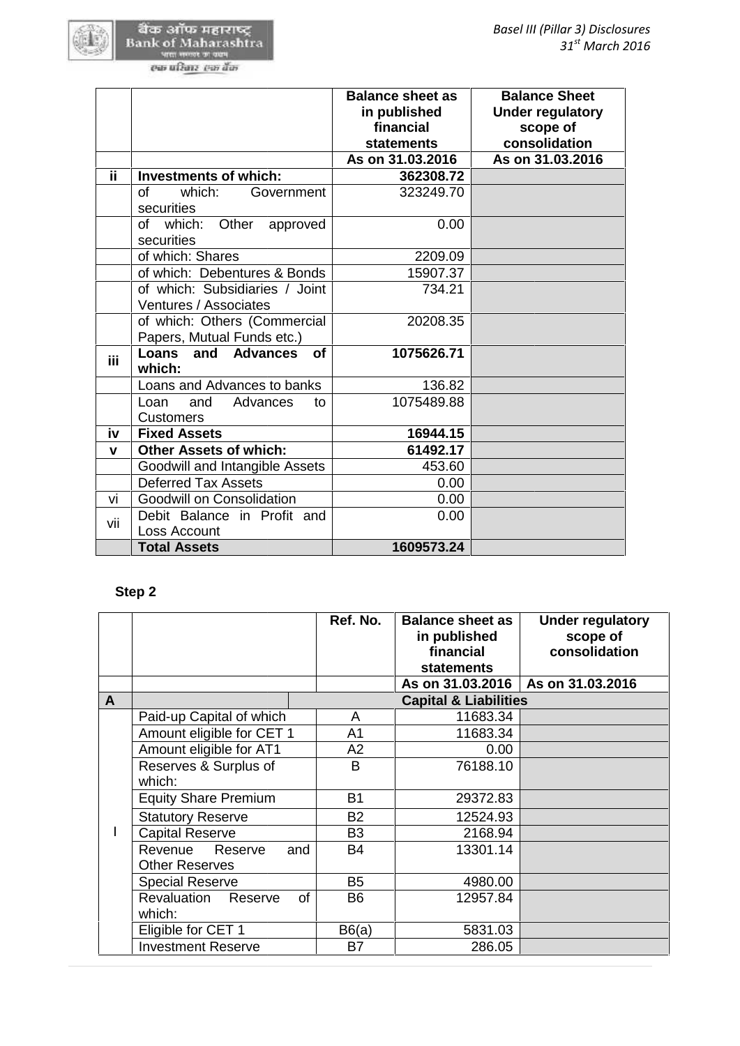| | | Balance sheet as in published financial statements | Balance Sheet Under regulatory scope of consolidation |
|---|---|---|---|
| | | As on 31.03.2016 | As on 31.03.2016 |
| **ii** | **Investments of which:** | **362308.72** | |
| | of which: Government securities | 323249.70 | |
| | of which: Other approved securities | 0.00 | |
| | of which: Shares | 2209.09 | |
| | of which: Debentures & Bonds | 15907.37 | |
| | of which: Subsidiaries / Joint Ventures / Associates | 734.21 | |
| | of which: Others (Commercial Papers, Mutual Funds etc.) | 20208.35 | |
| **iii** | **Loans and Advances of which:** | **1075626.71** | |
| | Loans and Advances to banks | 136.82 | |
| | Loan and Advances to Customers | 1075489.88 | |
| **iv** | **Fixed Assets** | **16944.15** | |
| **v** | **Other Assets of which:** | **61492.17** | |
| | Goodwill and Intangible Assets | 453.60 | |
| | Deferred Tax Assets | 0.00 | |
| vi | Goodwill on Consolidation | 0.00 | |
| vii | Debit Balance in Profit and Loss Account | 0.00 | |
| | **Total Assets** | **1609573.24** | |

**Step 2**

| | | Ref. No. | Balance sheet as in published financial statements | Under regulatory scope of consolidation |
|---|---|---|---|---|
| | | | As on 31.03.2016 | As on 31.03.2016 |
| **A** | | | **Capital & Liabilities** | |
| I | Paid-up Capital of which | A | 11683.34 | |
| | Amount eligible for CET 1 | A1 | 11683.34 | |
| | Amount eligible for AT1 | A2 | 0.00 | |
| | Reserves & Surplus of which: | B | 76188.10 | |
| | Equity Share Premium | B1 | 29372.83 | |
| | Statutory Reserve | B2 | 12524.93 | |
| | Capital Reserve | B3 | 2168.94 | |
| | Revenue Reserve and Other Reserves | B4 | 13301.14 | |
| | Special Reserve | B5 | 4980.00 | |
| | Revaluation Reserve of which: | B6 | 12957.84 | |
| | Eligible for CET 1 | B6(a) | 5831.03 | |
| | Investment Reserve | B7 | 286.05 | |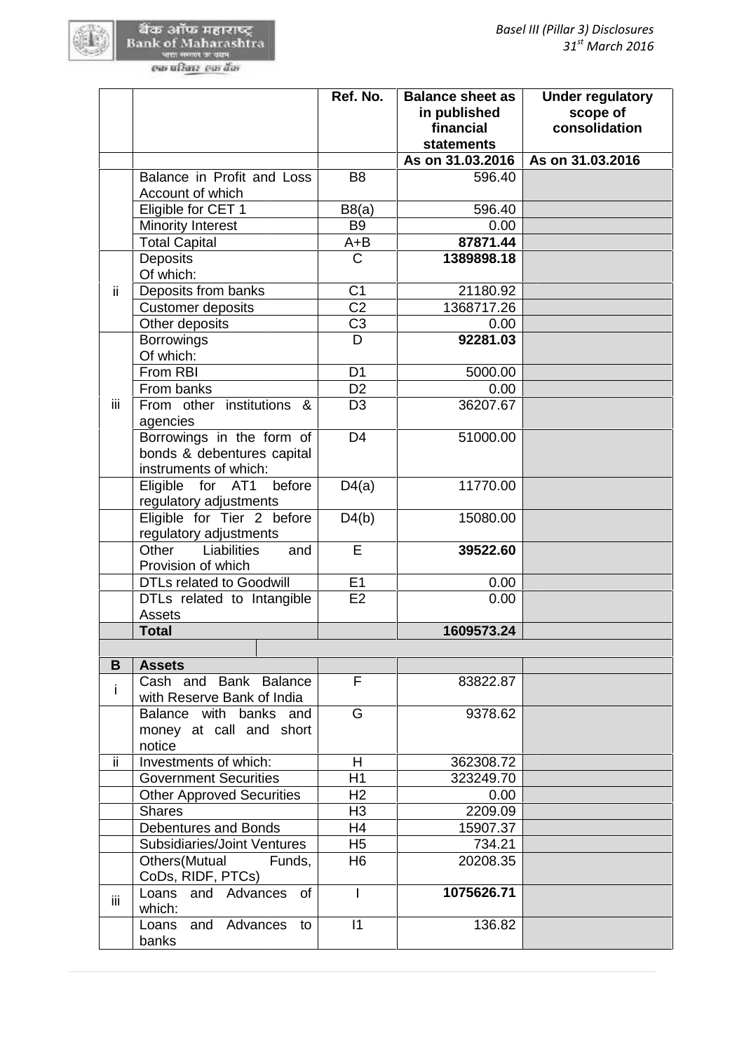| | | Ref. No. | Balance sheet as in published financial statements | Under regulatory scope of consolidation |
|---|---|---|---|---|
| | | | As on 31.03.2016 | As on 31.03.2016 |
| | Balance in Profit and Loss Account of which | B8 | 596.40 | |
| | Eligible for CET 1 | B8(a) | 596.40 | |
| | Minority Interest | B9 | 0.00 | |
| | Total Capital | A+B | **87871.44** | |
| ii | Deposits Of which: | C | **1389898.18** | |
| | Deposits from banks | C1 | 21180.92 | |
| | Customer deposits | C2 | 1368717.26 | |
| | Other deposits | C3 | 0.00 | |
| iii | Borrowings Of which: | D | **92281.03** | |
| | From RBI | D1 | 5000.00 | |
| | From banks | D2 | 0.00 | |
| | From other institutions & agencies | D3 | 36207.67 | |
| | Borrowings in the form of bonds & debentures capital instruments of which: | D4 | 51000.00 | |
| | Eligible for AT1 before regulatory adjustments | D4(a) | 11770.00 | |
| | Eligible for Tier 2 before regulatory adjustments | D4(b) | 15080.00 | |
| | Other Liabilities and Provision of which | E | **39522.60** | |
| | DTLs related to Goodwill | E1 | 0.00 | |
| | DTLs related to Intangible Assets | E2 | 0.00 | |
| | **Total** | | **1609573.24** | |
| | | | | |
| **B** | **Assets** | | | |
| i | Cash and Bank Balance with Reserve Bank of India | F | 83822.87 | |
| | Balance with banks and money at call and short notice | G | 9378.62 | |
| ii | Investments of which: | H | 362308.72 | |
| | Government Securities | H1 | 323249.70 | |
| | Other Approved Securities | H2 | 0.00 | |
| | Shares | H3 | 2209.09 | |
| | Debentures and Bonds | H4 | 15907.37 | |
| | Subsidiaries/Joint Ventures | H5 | 734.21 | |
| | Others(Mutual Funds, CoDs, RIDF, PTCs) | H6 | 20208.35 | |
| iii | Loans and Advances of which: | I | **1075626.71** | |
| | Loans and Advances to banks | I1 | 136.82 | |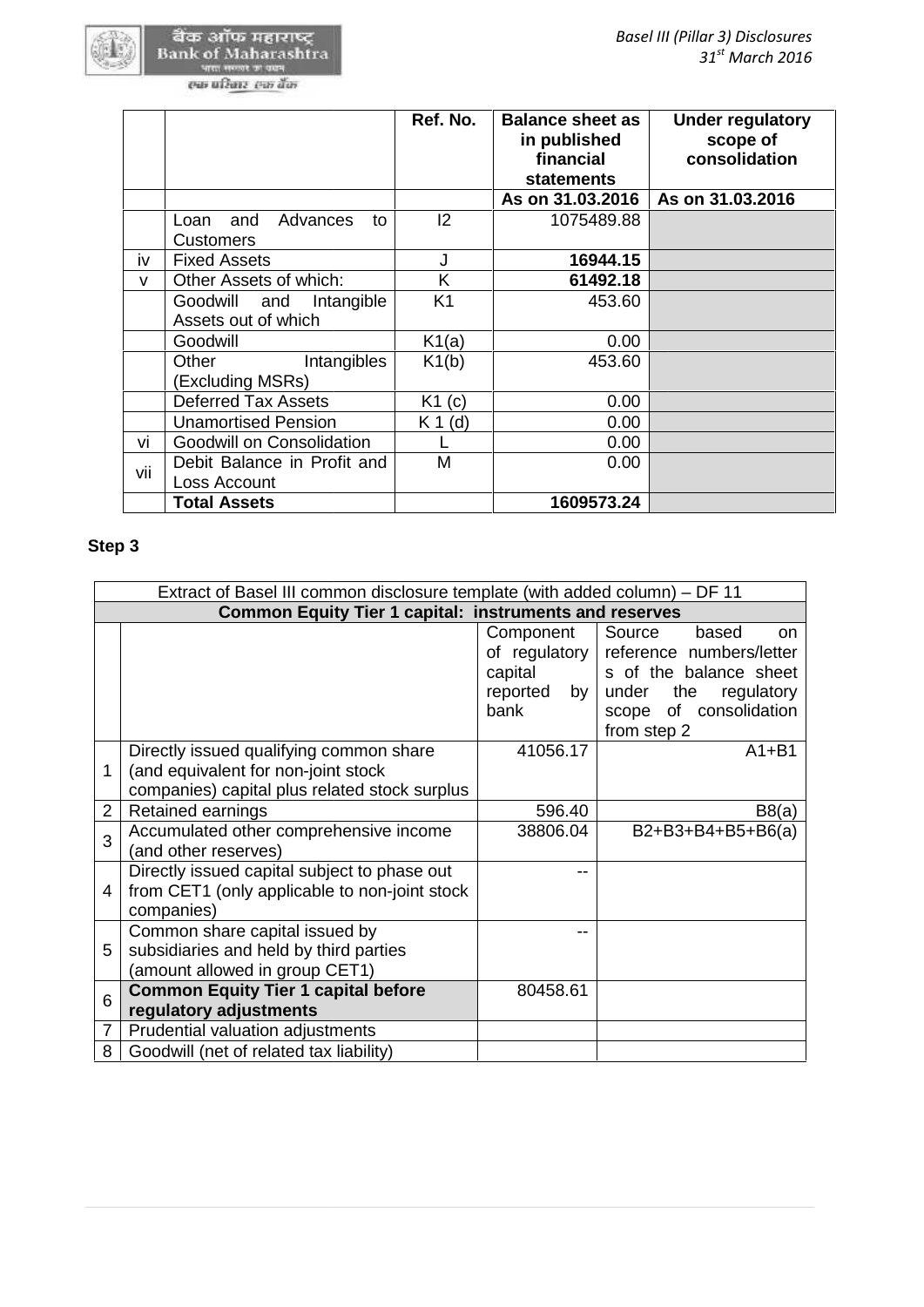| | | Ref. No. | Balance sheet as in published financial statements | Under regulatory scope of consolidation |
|---|---|---|---|---|
| | | | As on 31.03.2016 | As on 31.03.2016 |
| | Loan and Advances to Customers | I2 | 1075489.88 | |
| iv | Fixed Assets | J | **16944.15** | |
| v | Other Assets of which: | K | **61492.18** | |
| | Goodwill and Intangible Assets out of which | K1 | 453.60 | |
| | Goodwill | K1(a) | 0.00 | |
| | Other Intangibles (Excluding MSRs) | K1(b) | 453.60 | |
| | Deferred Tax Assets | K1 (c) | 0.00 | |
| | Unamortised Pension | K 1 (d) | 0.00 | |
| vi | Goodwill on Consolidation | L | 0.00 | |
| vii | Debit Balance in Profit and Loss Account | M | 0.00 | |
| | **Total Assets** | | **1609573.24** | |

**Step 3**

| Extract of Basel III common disclosure template (with added column) – DF 11 | | | |
|---|---|---|---|
| **Common Equity Tier 1 capital: instruments and reserves** | | | |
| | | Component of regulatory capital reported by bank | Source based on reference numbers/letters of the balance sheet under the regulatory scope of consolidation from step 2 |
| 1 | Directly issued qualifying common share (and equivalent for non-joint stock companies) capital plus related stock surplus | 41056.17 | A1+B1 |
| 2 | Retained earnings | 596.40 | B8(a) |
| 3 | Accumulated other comprehensive income (and other reserves) | 38806.04 | B2+B3+B4+B5+B6(a) |
| 4 | Directly issued capital subject to phase out from CET1 (only applicable to non-joint stock companies) | -- | |
| 5 | Common share capital issued by subsidiaries and held by third parties (amount allowed in group CET1) | -- | |
| 6 | **Common Equity Tier 1 capital before regulatory adjustments** | 80458.61 | |
| 7 | Prudential valuation adjustments | | |
| 8 | Goodwill (net of related tax liability) | | |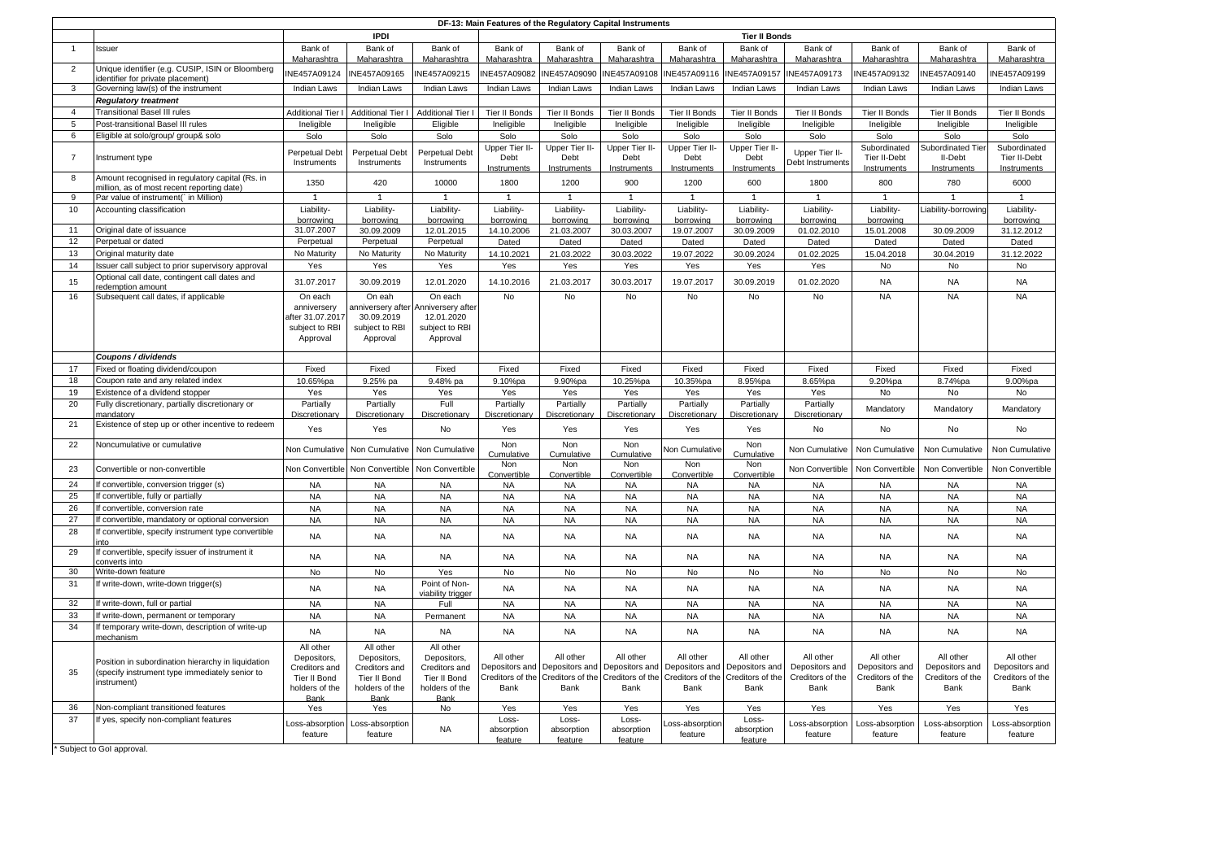# DF-13: Main Features of the Regulatory Capital Instruments

| | | IPDI | | | Tier II Bonds | | | | | | | | |
|---|---|---|---|---|---|---|---|---|---|---|---|---|---|
| 1 | Issuer | Bank of Maharashtra | Bank of Maharashtra | Bank of Maharashtra | Bank of Maharashtra | Bank of Maharashtra | Bank of Maharashtra | Bank of Maharashtra | Bank of Maharashtra | Bank of Maharashtra | Bank of Maharashtra | Bank of Maharashtra | Bank of Maharashtra |
| 2 | Unique identifier (e.g. CUSIP, ISIN or Bloomberg identifier for private placement) | INE457A09124 | INE457A09165 | INE457A09215 | INE457A09082 | INE457A09090 | INE457A09108 | INE457A09116 | INE457A09157 | INE457A09173 | INE457A09132 | INE457A09140 | INE457A09199 |
| 3 | Governing law(s) of the instrument | Indian Laws | Indian Laws | Indian Laws | Indian Laws | Indian Laws | Indian Laws | Indian Laws | Indian Laws | Indian Laws | Indian Laws | Indian Laws | Indian Laws |
| | ***Regulatory treatment*** | | | | | | | | | | | | |
| 4 | Transitional Basel III rules | Additional Tier I | Additional Tier I | Additional Tier I | Tier II Bonds | Tier II Bonds | Tier II Bonds | Tier II Bonds | Tier II Bonds | Tier II Bonds | Tier II Bonds | Tier II Bonds | Tier II Bonds |
| 5 | Post-transitional Basel III rules | Ineligible | Ineligible | Eligible | Ineligible | Ineligible | Ineligible | Ineligible | Ineligible | Ineligible | Ineligible | Ineligible | Ineligible |
| 6 | Eligible at solo/group/ group& solo | Solo | Solo | Solo | Solo | Solo | Solo | Solo | Solo | Solo | Solo | Solo | Solo |
| 7 | Instrument type | Perpetual Debt Instruments | Perpetual Debt Instruments | Perpetual Debt Instruments | Upper Tier II-Debt Instruments | Upper Tier II-Debt Instruments | Upper Tier II-Debt Instruments | Upper Tier II-Debt Instruments | Upper Tier II-Debt Instruments | Upper Tier II-Debt Instruments | Subordinated Tier II-Debt Instruments | Subordinated Tier II-Debt Instruments | Subordinated Tier II-Debt Instruments |
| 8 | Amount recognised in regulatory capital (Rs. in million, as of most recent reporting date) | 1350 | 420 | 10000 | 1800 | 1200 | 900 | 1200 | 600 | 1800 | 800 | 780 | 6000 |
| 9 | Par value of instrument(` in Million) | 1 | 1 | 1 | 1 | 1 | 1 | 1 | 1 | 1 | 1 | 1 | 1 |
| 10 | Accounting classification | Liability-borrowing | Liability-borrowing | Liability-borrowing | Liability-borrowing | Liability-borrowing | Liability-borrowing | Liability-borrowing | Liability-borrowing | Liability-borrowing | Liability-borrowing | Liability-borrowing | Liability-borrowing |
| 11 | Original date of issuance | 31.07.2007 | 30.09.2009 | 12.01.2015 | 14.10.2006 | 21.03.2007 | 30.03.2007 | 19.07.2007 | 30.09.2009 | 01.02.2010 | 15.01.2008 | 30.09.2009 | 31.12.2012 |
| 12 | Perpetual or dated | Perpetual | Perpetual | Perpetual | Dated | Dated | Dated | Dated | Dated | Dated | Dated | Dated | Dated |
| 13 | Original maturity date | No Maturity | No Maturity | No Maturity | 14.10.2021 | 21.03.2022 | 30.03.2022 | 19.07.2022 | 30.09.2024 | 01.02.2025 | 15.04.2018 | 30.04.2019 | 31.12.2022 |
| 14 | Issuer call subject to prior supervisory approval | Yes | Yes | Yes | Yes | Yes | Yes | Yes | Yes | Yes | No | No | No |
| 15 | Optional call date, contingent call dates and redemption amount | 31.07.2017 | 30.09.2019 | 12.01.2020 | 14.10.2016 | 21.03.2017 | 30.03.2017 | 19.07.2017 | 30.09.2019 | 01.02.2020 | NA | NA | NA |
| 16 | Subsequent call dates, if applicable | On each anniversery after 31.07.2017 subject to RBI Approval | On eah anniversery after 30.09.2019 subject to RBI Approval | On each Anniversary after 12.01.2020 subject to RBI Approval | No | No | No | No | No | No | NA | NA | NA |
| | ***Coupons / dividends*** | | | | | | | | | | | | |
| 17 | Fixed or floating dividend/coupon | Fixed | Fixed | Fixed | Fixed | Fixed | Fixed | Fixed | Fixed | Fixed | Fixed | Fixed | Fixed |
| 18 | Coupon rate and any related index | 10.65%pa | 9.25% pa | 9.48% pa | 9.10%pa | 9.90%pa | 10.25%pa | 10.35%pa | 8.95%pa | 8.65%pa | 9.20%pa | 8.74%pa | 9.00%pa |
| 19 | Existence of a dividend stopper | Yes | Yes | Yes | Yes | Yes | Yes | Yes | Yes | Yes | No | No | No |
| 20 | Fully discretionary, partially discretionary or mandatory | Partially Discretionary | Partially Discretionary | Full Discretionary | Partially Discretionary | Partially Discretionary | Partially Discretionary | Partially Discretionary | Partially Discretionary | Partially Discretionary | Mandatory | Mandatory | Mandatory |
| 21 | Existence of step up or other incentive to redeem | Yes | Yes | No | Yes | Yes | Yes | Yes | Yes | No | No | No | No |
| 22 | Noncumulative or cumulative | Non Cumulative | Non Cumulative | Non Cumulative | Non Cumulative | Non Cumulative | Non Cumulative | Non Cumulative | Non Cumulative | Non Cumulative | Non Cumulative | Non Cumulative | Non Cumulative |
| 23 | Convertible or non-convertible | Non Convertible | Non Convertible | Non Convertible | Non Convertible | Non Convertible | Non Convertible | Non Convertible | Non Convertible | Non Convertible | Non Convertible | Non Convertible | Non Convertible |
| 24 | If convertible, conversion trigger (s) | NA | NA | NA | NA | NA | NA | NA | NA | NA | NA | NA | NA |
| 25 | If convertible, fully or partially | NA | NA | NA | NA | NA | NA | NA | NA | NA | NA | NA | NA |
| 26 | If convertible, conversion rate | NA | NA | NA | NA | NA | NA | NA | NA | NA | NA | NA | NA |
| 27 | If convertible, mandatory or optional conversion | NA | NA | NA | NA | NA | NA | NA | NA | NA | NA | NA | NA |
| 28 | If convertible, specify instrument type convertible into | NA | NA | NA | NA | NA | NA | NA | NA | NA | NA | NA | NA |
| 29 | If convertible, specify issuer of instrument it converts into | NA | NA | NA | NA | NA | NA | NA | NA | NA | NA | NA | NA |
| 30 | Write-down feature | No | No | Yes | No | No | No | No | No | No | No | No | No |
| 31 | If write-down, write-down trigger(s) | NA | NA | Point of Non-viability trigger | NA | NA | NA | NA | NA | NA | NA | NA | NA |
| 32 | If write-down, full or partial | NA | NA | Full | NA | NA | NA | NA | NA | NA | NA | NA | NA |
| 33 | If write-down, permanent or temporary | NA | NA | Permanent | NA | NA | NA | NA | NA | NA | NA | NA | NA |
| 34 | If temporary write-down, description of write-up mechanism | NA | NA | NA | NA | NA | NA | NA | NA | NA | NA | NA | NA |
| 35 | Position in subordination hierarchy in liquidation (specify instrument type immediately senior to instrument) | All other Depositors, Creditors and Tier II Bond holders of the Bank | All other Depositors, Creditors and Tier II Bond holders of the Bank | All other Depositors, Creditors and Tier II Bond holders of the Bank | All other Depositors and Creditors of the Bank | All other Depositors and Creditors of the Bank | All other Depositors and Creditors of the Bank | All other Depositors and Creditors of the Bank | All other Depositors and Creditors of the Bank | All other Depositors and Creditors of the Bank | All other Depositors and Creditors of the Bank | All other Depositors and Creditors of the Bank | All other Depositors and Creditors of the Bank |
| 36 | Non-compliant transitioned features | Yes | Yes | No | Yes | Yes | Yes | Yes | Yes | Yes | Yes | Yes | Yes |
| 37 | If yes, specify non-compliant features | Loss-absorption feature | Loss-absorption feature | NA | Loss-absorption feature | Loss-absorption feature | Loss-absorption feature | Loss-absorption feature | Loss-absorption feature | Loss-absorption feature | Loss-absorption feature | Loss-absorption feature | Loss-absorption feature |

* Subject to GoI approval.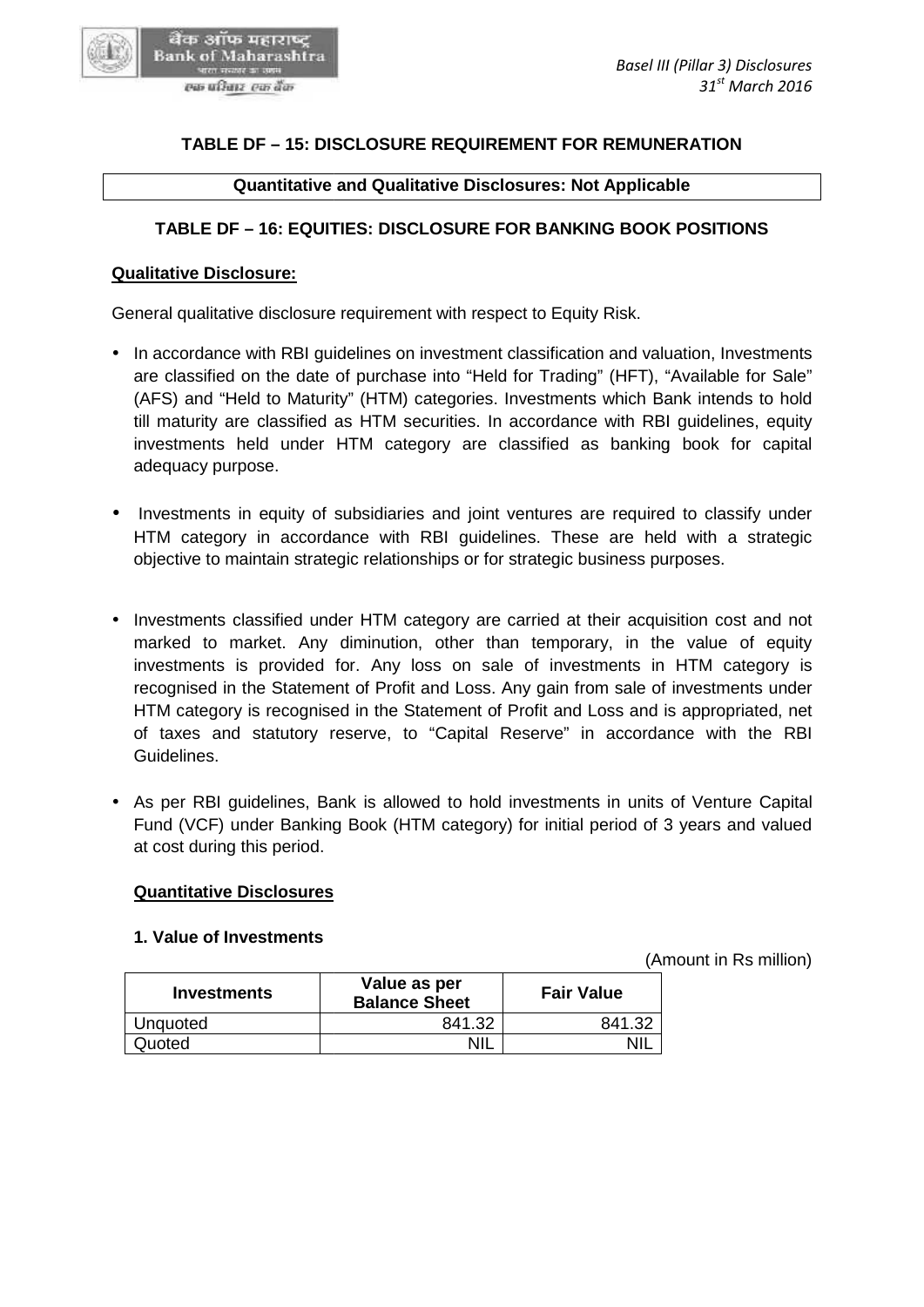## TABLE DF – 15: DISCLOSURE REQUIREMENT FOR REMUNERATION

| Quantitative and Qualitative Disclosures: Not Applicable |
|---|

## TABLE DF – 16: EQUITIES: DISCLOSURE FOR BANKING BOOK POSITIONS

**Qualitative Disclosure:**

General qualitative disclosure requirement with respect to Equity Risk.

- In accordance with RBI guidelines on investment classification and valuation, Investments are classified on the date of purchase into "Held for Trading" (HFT), "Available for Sale" (AFS) and "Held to Maturity" (HTM) categories. Investments which Bank intends to hold till maturity are classified as HTM securities. In accordance with RBI guidelines, equity investments held under HTM category are classified as banking book for capital adequacy purpose.

- Investments in equity of subsidiaries and joint ventures are required to classify under HTM category in accordance with RBI guidelines. These are held with a strategic objective to maintain strategic relationships or for strategic business purposes.

- Investments classified under HTM category are carried at their acquisition cost and not marked to market. Any diminution, other than temporary, in the value of equity investments is provided for. Any loss on sale of investments in HTM category is recognised in the Statement of Profit and Loss. Any gain from sale of investments under HTM category is recognised in the Statement of Profit and Loss and is appropriated, net of taxes and statutory reserve, to "Capital Reserve" in accordance with the RBI Guidelines.

- As per RBI guidelines, Bank is allowed to hold investments in units of Venture Capital Fund (VCF) under Banking Book (HTM category) for initial period of 3 years and valued at cost during this period.

**Quantitative Disclosures**

**1. Value of Investments**

(Amount in Rs million)

| Investments | Value as per Balance Sheet | Fair Value |
|---|---|---|
| Unquoted | 841.32 | 841.32 |
| Quoted | NIL | NIL |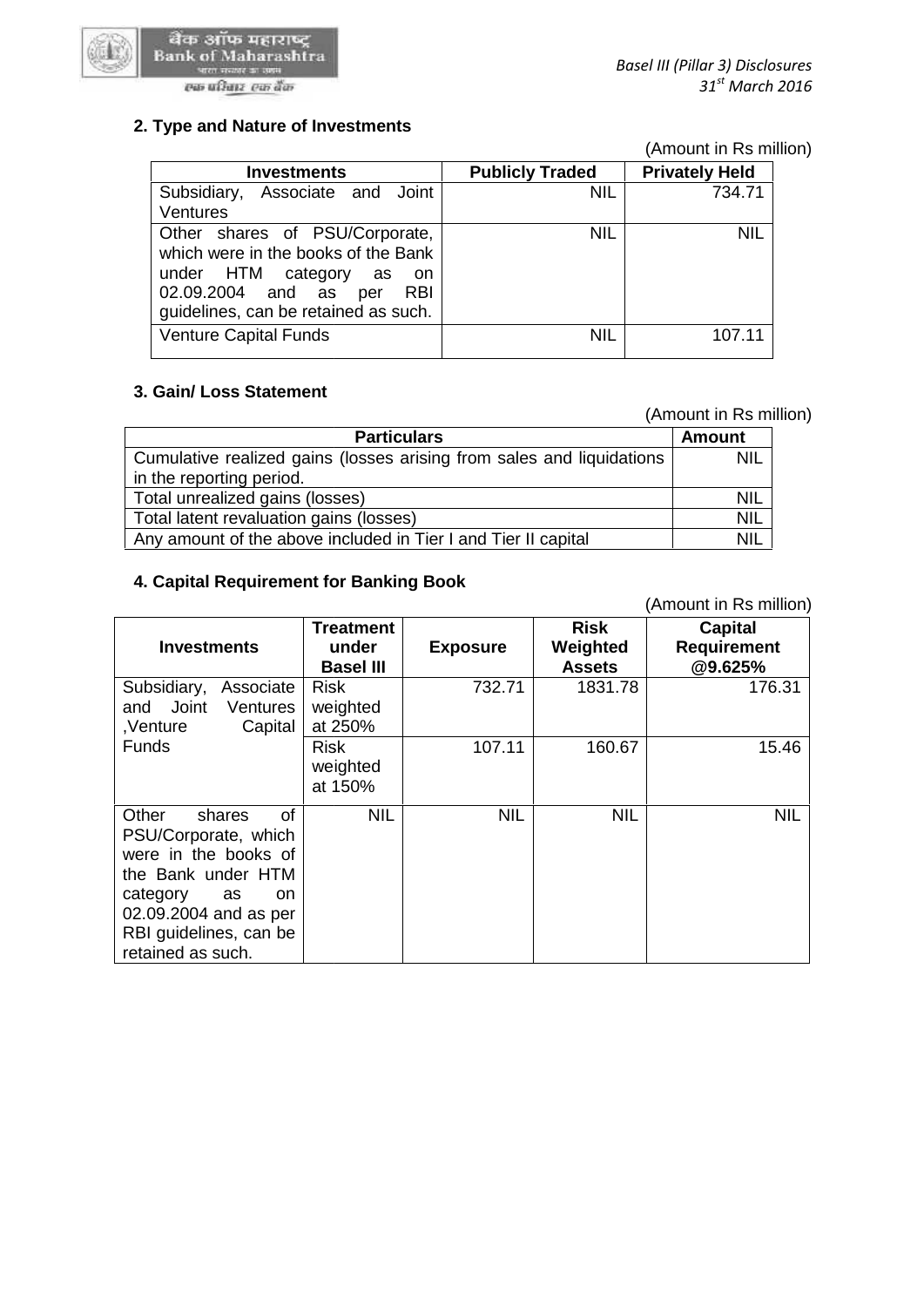## 2. Type and Nature of Investments

(Amount in Rs million)

| Investments | Publicly Traded | Privately Held |
|---|---|---|
| Subsidiary, Associate and Joint Ventures | NIL | 734.71 |
| Other shares of PSU/Corporate, which were in the books of the Bank under HTM category as on 02.09.2004 and as per RBI guidelines, can be retained as such. | NIL | NIL |
| Venture Capital Funds | NIL | 107.11 |

## 3. Gain/ Loss Statement

(Amount in Rs million)

| Particulars | Amount |
|---|---|
| Cumulative realized gains (losses arising from sales and liquidations in the reporting period. | NIL |
| Total unrealized gains (losses) | NIL |
| Total latent revaluation gains (losses) | NIL |
| Any amount of the above included in Tier I and Tier II capital | NIL |

## 4. Capital Requirement for Banking Book

(Amount in Rs million)

| Investments | Treatment under Basel III | Exposure | Risk Weighted Assets | Capital Requirement @9.625% |
|---|---|---|---|---|
| Subsidiary, Associate and Joint Ventures ,Venture Capital Funds | Risk weighted at 250% | 732.71 | 1831.78 | 176.31 |
| | Risk weighted at 150% | 107.11 | 160.67 | 15.46 |
| Other shares of PSU/Corporate, which were in the books of the Bank under HTM category as on 02.09.2004 and as per RBI guidelines, can be retained as such. | NIL | NIL | NIL | NIL |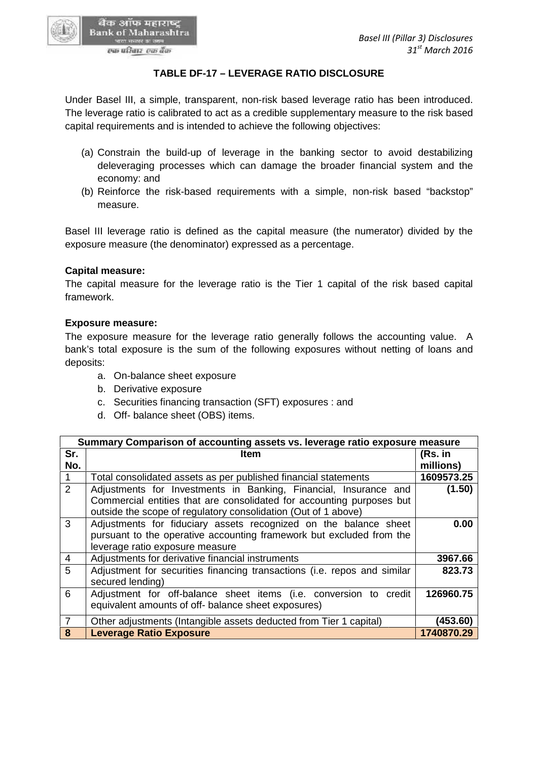## TABLE DF-17 – LEVERAGE RATIO DISCLOSURE

Under Basel III, a simple, transparent, non-risk based leverage ratio has been introduced. The leverage ratio is calibrated to act as a credible supplementary measure to the risk based capital requirements and is intended to achieve the following objectives:

(a) Constrain the build-up of leverage in the banking sector to avoid destabilizing deleveraging processes which can damage the broader financial system and the economy: and
(b) Reinforce the risk-based requirements with a simple, non-risk based "backstop" measure.

Basel III leverage ratio is defined as the capital measure (the numerator) divided by the exposure measure (the denominator) expressed as a percentage.

**Capital measure:**
The capital measure for the leverage ratio is the Tier 1 capital of the risk based capital framework.

**Exposure measure:**
The exposure measure for the leverage ratio generally follows the accounting value. A bank's total exposure is the sum of the following exposures without netting of loans and deposits:

a. On-balance sheet exposure
b. Derivative exposure
c. Securities financing transaction (SFT) exposures : and
d. Off- balance sheet (OBS) items.

| Summary Comparison of accounting assets vs. leverage ratio exposure measure | | |
|---|---|---|
| **Sr. No.** | **Item** | **(Rs. in millions)** |
| 1 | Total consolidated assets as per published financial statements | **1609573.25** |
| 2 | Adjustments for Investments in Banking, Financial, Insurance and Commercial entities that are consolidated for accounting purposes but outside the scope of regulatory consolidation (Out of 1 above) | **(1.50)** |
| 3 | Adjustments for fiduciary assets recognized on the balance sheet pursuant to the operative accounting framework but excluded from the leverage ratio exposure measure | **0.00** |
| 4 | Adjustments for derivative financial instruments | **3967.66** |
| 5 | Adjustment for securities financing transactions (i.e. repos and similar secured lending) | **823.73** |
| 6 | Adjustment for off-balance sheet items (i.e. conversion to credit equivalent amounts of off- balance sheet exposures) | **126960.75** |
| 7 | Other adjustments (Intangible assets deducted from Tier 1 capital) | **(453.60)** |
| **8** | **Leverage Ratio Exposure** | **1740870.29** |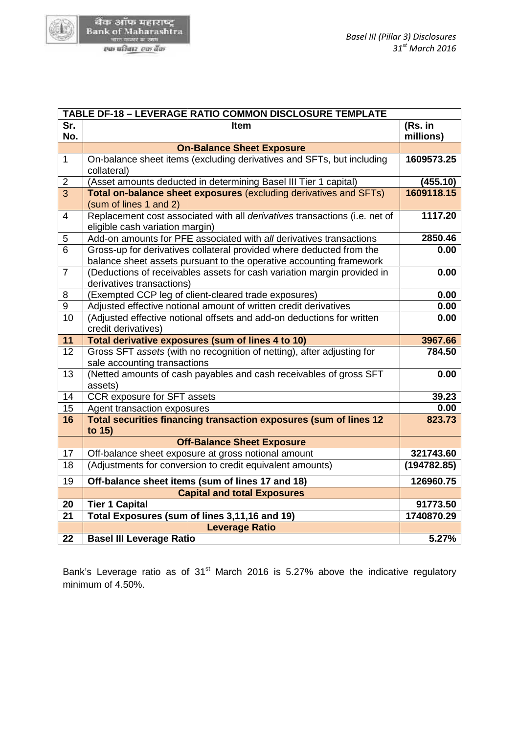| TABLE DF-18 – LEVERAGE RATIO COMMON DISCLOSURE TEMPLATE | | |
|---|---|---|
| **Sr. No.** | **Item** | **(Rs. in millions)** |
| | **On-Balance Sheet Exposure** | |
| 1 | On-balance sheet items (excluding derivatives and SFTs, but including collateral) | **1609573.25** |
| 2 | (Asset amounts deducted in determining Basel III Tier 1 capital) | **(455.10)** |
| 3 | **Total on-balance sheet exposures** (excluding derivatives and SFTs) (sum of lines 1 and 2) | **1609118.15** |
| 4 | Replacement cost associated with all *derivatives* transactions (i.e. net of eligible cash variation margin) | **1117.20** |
| 5 | Add-on amounts for PFE associated with *all* derivatives transactions | **2850.46** |
| 6 | Gross-up for derivatives collateral provided where deducted from the balance sheet assets pursuant to the operative accounting framework | **0.00** |
| 7 | (Deductions of receivables assets for cash variation margin provided in derivatives transactions) | **0.00** |
| 8 | (Exempted CCP leg of client-cleared trade exposures) | **0.00** |
| 9 | Adjusted effective notional amount of written credit derivatives | **0.00** |
| 10 | (Adjusted effective notional offsets and add-on deductions for written credit derivatives) | **0.00** |
| **11** | **Total derivative exposures (sum of lines 4 to 10)** | **3967.66** |
| 12 | Gross SFT *assets* (with no recognition of netting), after adjusting for sale accounting transactions | **784.50** |
| 13 | (Netted amounts of cash payables and cash receivables of gross SFT assets) | **0.00** |
| 14 | CCR exposure for SFT assets | **39.23** |
| 15 | Agent transaction exposures | **0.00** |
| **16** | **Total securities financing transaction exposures (sum of lines 12 to 15)** | **823.73** |
| | **Off-Balance Sheet Exposure** | |
| 17 | Off-balance sheet exposure at gross notional amount | **321743.60** |
| 18 | (Adjustments for conversion to credit equivalent amounts) | **(194782.85)** |
| 19 | **Off-balance sheet items (sum of lines 17 and 18)** | **126960.75** |
| | **Capital and total Exposures** | |
| **20** | **Tier 1 Capital** | **91773.50** |
| **21** | **Total Exposures (sum of lines 3,11,16 and 19)** | **1740870.29** |
| | **Leverage Ratio** | |
| **22** | **Basel III Leverage Ratio** | **5.27%** |

Bank's Leverage ratio as of 31st March 2016 is 5.27% above the indicative regulatory minimum of 4.50%.